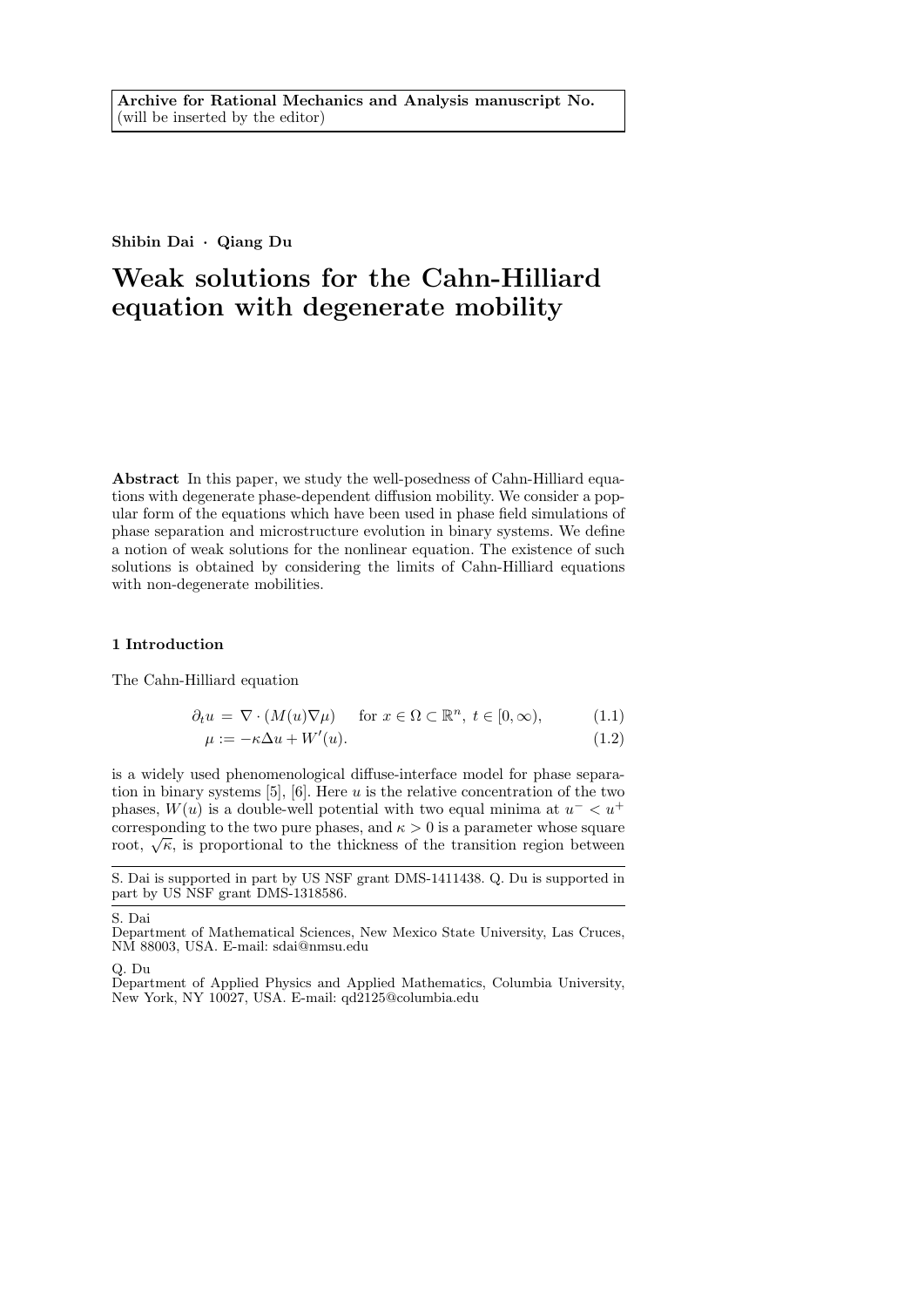**Archive for Rational Mechanics and Analysis manuscript No.**
(will be inserted by the editor)

**Shibin Dai · Qiang Du**

# Weak solutions for the Cahn-Hilliard equation with degenerate mobility

**Abstract** In this paper, we study the well-posedness of Cahn-Hilliard equations with degenerate phase-dependent diffusion mobility. We consider a popular form of the equations which have been used in phase field simulations of phase separation and microstructure evolution in binary systems. We define a notion of weak solutions for the nonlinear equation. The existence of such solutions is obtained by considering the limits of Cahn-Hilliard equations with non-degenerate mobilities.

## 1 Introduction

The Cahn-Hilliard equation

$$
\begin{aligned}
\partial_t u \;&=\; \nabla \cdot (M(u)\nabla \mu) \qquad \text{for } x \in \Omega \subset \mathbb{R}^n,\ t \in [0,\infty), && (1.1)\\
\mu :&= -\kappa \Delta u + W'(u). && (1.2)
\end{aligned}
$$

is a widely used phenomenological diffuse-interface model for phase separation in binary systems [5], [6]. Here $u$ is the relative concentration of the two phases, $W(u)$ is a double-well potential with two equal minima at $u^- < u^+$ corresponding to the two pure phases, and $\kappa > 0$ is a parameter whose square root, $\sqrt{\kappa}$, is proportional to the thickness of the transition region between

S. Dai is supported in part by US NSF grant DMS-1411438. Q. Du is supported in part by US NSF grant DMS-1318586.

S. Dai
Department of Mathematical Sciences, New Mexico State University, Las Cruces, NM 88003, USA. E-mail: sdai@nmsu.edu

Q. Du
Department of Applied Physics and Applied Mathematics, Columbia University, New York, NY 10027, USA. E-mail: qd2125@columbia.edu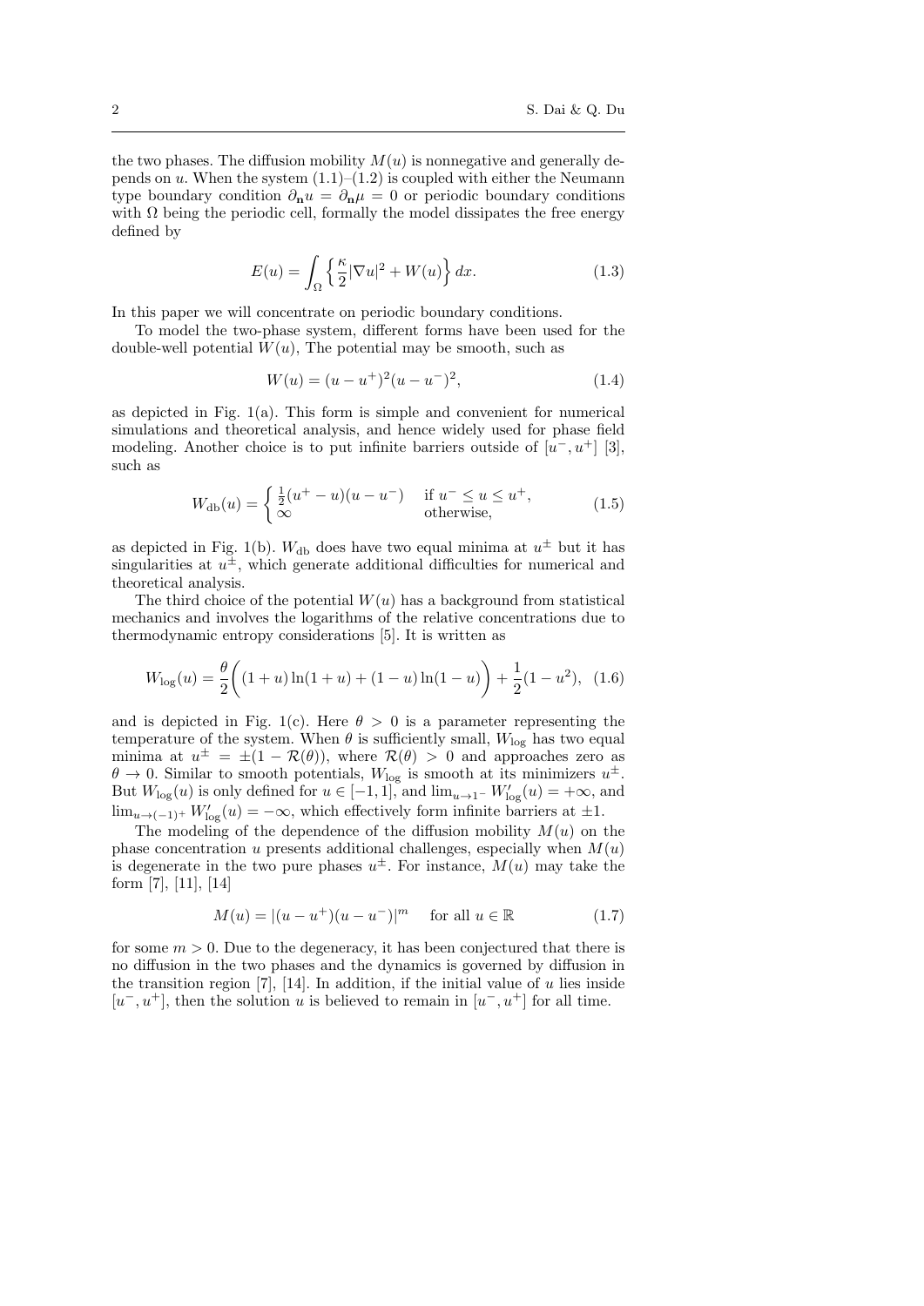the two phases. The diffusion mobility $M(u)$ is nonnegative and generally depends on $u$. When the system (1.1)–(1.2) is coupled with either the Neumann type boundary condition $\partial_{\mathbf{n}} u = \partial_{\mathbf{n}} \mu = 0$ or periodic boundary conditions with $\Omega$ being the periodic cell, formally the model dissipates the free energy defined by

$$E(u) = \int_\Omega \left\{ \frac{\kappa}{2} |\nabla u|^2 + W(u) \right\} dx. \tag{1.3}$$

In this paper we will concentrate on periodic boundary conditions.

To model the two-phase system, different forms have been used for the double-well potential $W(u)$, The potential may be smooth, such as

$$W(u) = (u - u^+)^2 (u - u^-)^2, \tag{1.4}$$

as depicted in Fig. 1(a). This form is simple and convenient for numerical simulations and theoretical analysis, and hence widely used for phase field modeling. Another choice is to put infinite barriers outside of $[u^-, u^+]$ [3], such as

$$W_{\rm db}(u) = \begin{cases} \frac{1}{2}(u^+ - u)(u - u^-) & \text{if } u^- \leq u \leq u^+, \\ \infty & \text{otherwise,} \end{cases} \tag{1.5}$$

as depicted in Fig. 1(b). $W_{\rm db}$ does have two equal minima at $u^\pm$ but it has singularities at $u^\pm$, which generate additional difficulties for numerical and theoretical analysis.

The third choice of the potential $W(u)$ has a background from statistical mechanics and involves the logarithms of the relative concentrations due to thermodynamic entropy considerations [5]. It is written as

$$W_{\log}(u) = \frac{\theta}{2}\bigg( (1+u)\ln(1+u) + (1-u)\ln(1-u) \bigg) + \frac{1}{2}(1-u^2), \tag{1.6}$$

and is depicted in Fig. 1(c). Here $\theta > 0$ is a parameter representing the temperature of the system. When $\theta$ is sufficiently small, $W_{\log}$ has two equal minima at $u^\pm = \pm(1 - \mathcal{R}(\theta))$, where $\mathcal{R}(\theta) > 0$ and approaches zero as $\theta \to 0$. Similar to smooth potentials, $W_{\log}$ is smooth at its minimizers $u^\pm$. But $W_{\log}(u)$ is only defined for $u \in [-1, 1]$, and $\lim_{u \to 1^-} W'_{\log}(u) = +\infty$, and $\lim_{u \to (-1)^+} W'_{\log}(u) = -\infty$, which effectively form infinite barriers at $\pm 1$.

The modeling of the dependence of the diffusion mobility $M(u)$ on the phase concentration $u$ presents additional challenges, especially when $M(u)$ is degenerate in the two pure phases $u^\pm$. For instance, $M(u)$ may take the form [7], [11], [14]

$$M(u) = |(u - u^+)(u - u^-)|^m \quad \text{for all } u \in \mathbb{R} \tag{1.7}$$

for some $m > 0$. Due to the degeneracy, it has been conjectured that there is no diffusion in the two phases and the dynamics is governed by diffusion in the transition region [7], [14]. In addition, if the initial value of $u$ lies inside $[u^-, u^+]$, then the solution $u$ is believed to remain in $[u^-, u^+]$ for all time.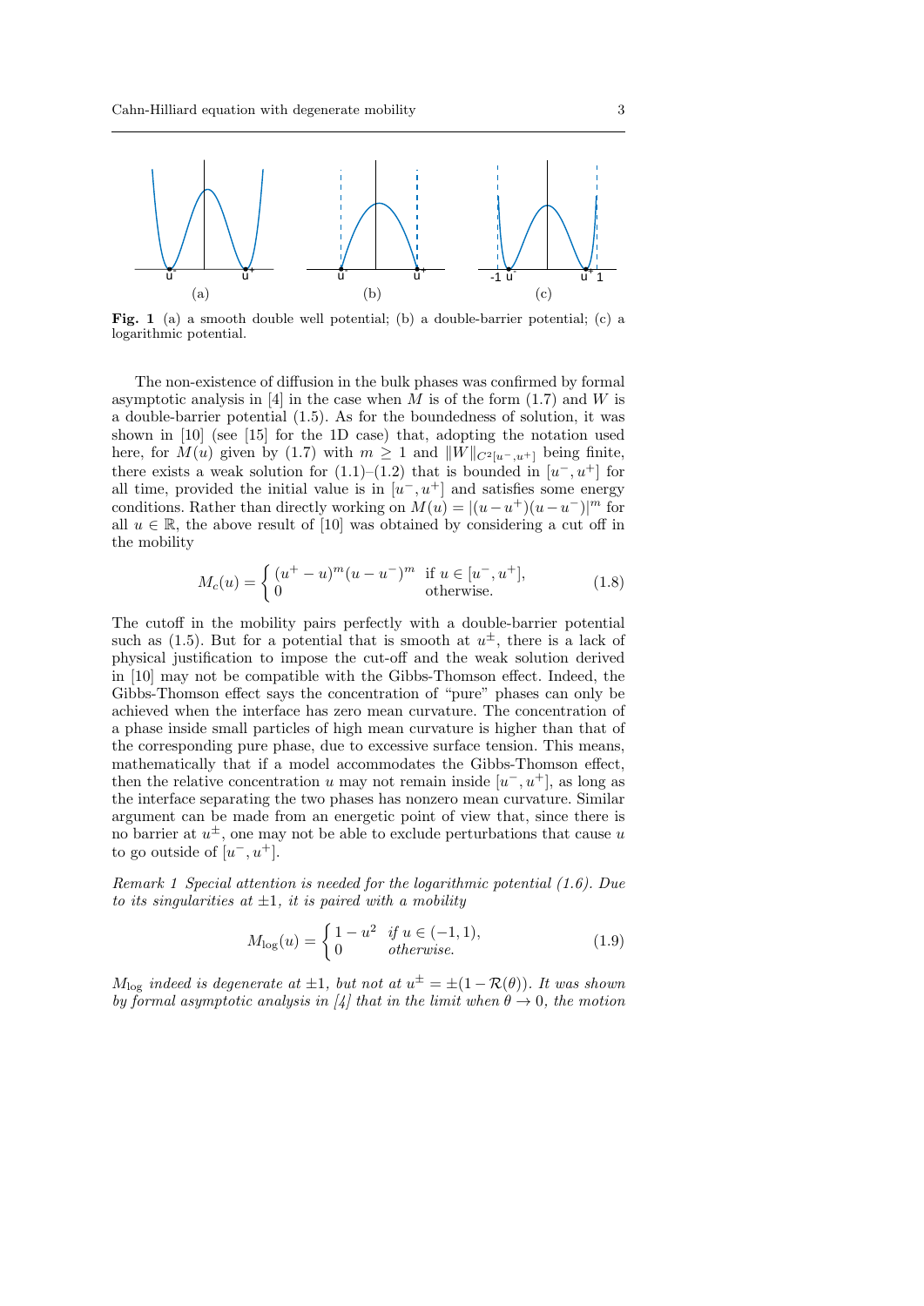**Fig. 1** (a) a smooth double well potential; (b) a double-barrier potential; (c) a logarithmic potential.

The non-existence of diffusion in the bulk phases was confirmed by formal asymptotic analysis in [4] in the case when $M$ is of the form (1.7) and $W$ is a double-barrier potential (1.5). As for the boundedness of solution, it was shown in [10] (see [15] for the 1D case) that, adopting the notation used here, for $M(u)$ given by (1.7) with $m \geq 1$ and $\|W\|_{C^2[u^-,u^+]}$ being finite, there exists a weak solution for (1.1)–(1.2) that is bounded in $[u^-, u^+]$ for all time, provided the initial value is in $[u^-, u^+]$ and satisfies some energy conditions. Rather than directly working on $M(u) = |(u-u^+)(u-u^-)|^m$ for all $u \in \mathbb{R}$, the above result of [10] was obtained by considering a cut off in the mobility

$$M_c(u) = \begin{cases} (u^+ - u)^m (u - u^-)^m & \text{if } u \in [u^-, u^+], \\ 0 & \text{otherwise.} \end{cases} \tag{1.8}$$

The cutoff in the mobility pairs perfectly with a double-barrier potential such as (1.5). But for a potential that is smooth at $u^\pm$, there is a lack of physical justification to impose the cut-off and the weak solution derived in [10] may not be compatible with the Gibbs-Thomson effect. Indeed, the Gibbs-Thomson effect says the concentration of "pure" phases can only be achieved when the interface has zero mean curvature. The concentration of a phase inside small particles of high mean curvature is higher than that of the corresponding pure phase, due to excessive surface tension. This means, mathematically that if a model accommodates the Gibbs-Thomson effect, then the relative concentration $u$ may not remain inside $[u^-, u^+]$, as long as the interface separating the two phases has nonzero mean curvature. Similar argument can be made from an energetic point of view that, since there is no barrier at $u^\pm$, one may not be able to exclude perturbations that cause $u$ to go outside of $[u^-, u^+]$.

*Remark 1 Special attention is needed for the logarithmic potential (1.6). Due to its singularities at $\pm 1$, it is paired with a mobility*

$$M_{\log}(u) = \begin{cases} 1 - u^2 & \text{if } u \in (-1, 1), \\ 0 & \text{otherwise.} \end{cases} \tag{1.9}$$

*$M_{\log}$ indeed is degenerate at $\pm 1$, but not at $u^\pm = \pm(1 - \mathcal{R}(\theta))$. It was shown by formal asymptotic analysis in [4] that in the limit when $\theta \to 0$, the motion*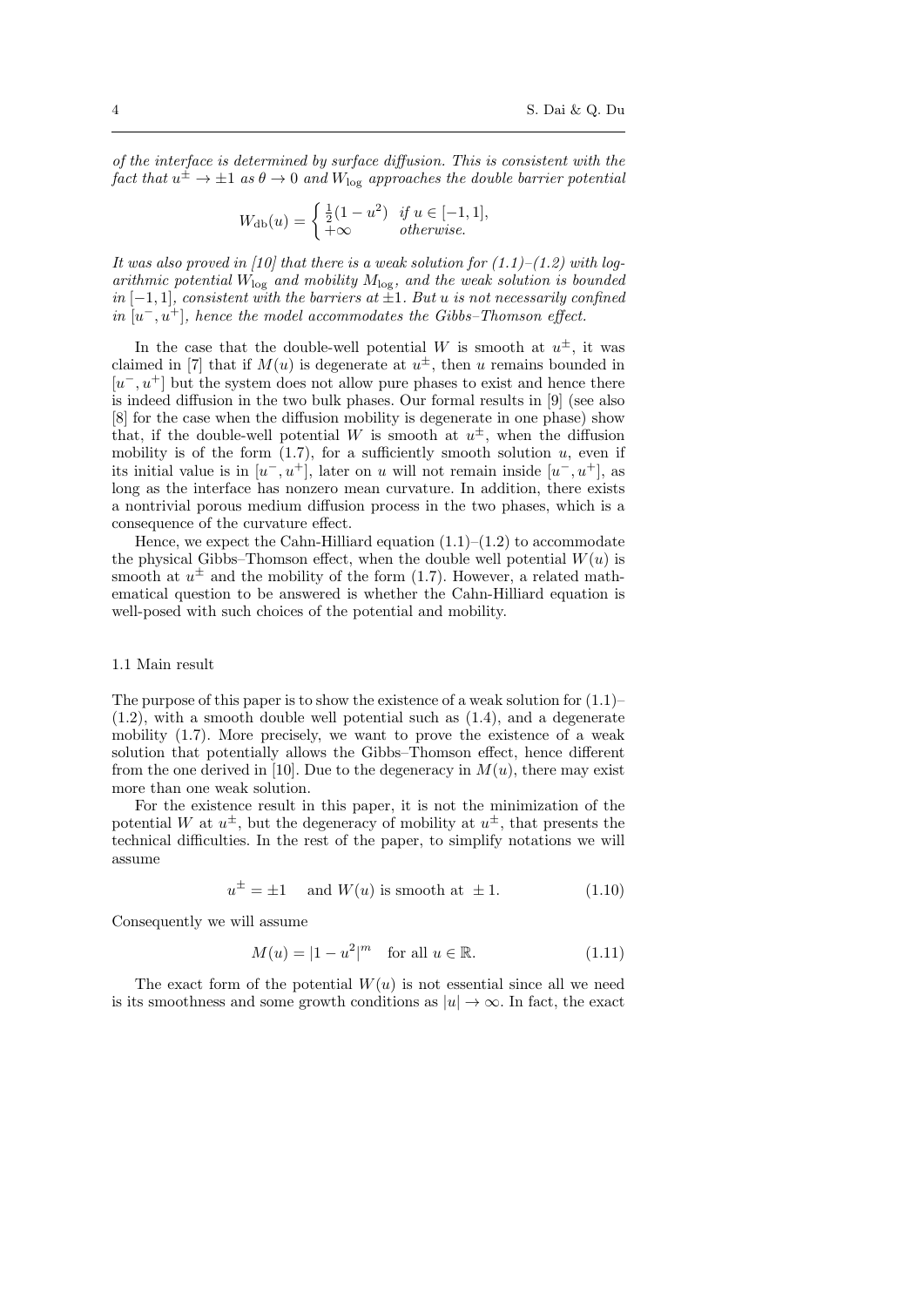*of the interface is determined by surface diffusion. This is consistent with the fact that $u^{\pm} \to \pm 1$ as $\theta \to 0$ and $W_{\log}$ approaches the double barrier potential*

$$W_{\rm db}(u) = \begin{cases} \frac{1}{2}(1-u^2) & \text{if } u \in [-1,1], \\ +\infty & \text{otherwise.} \end{cases}$$

*It was also proved in [10] that there is a weak solution for (1.1)–(1.2) with logarithmic potential $W_{\log}$ and mobility $M_{\log}$, and the weak solution is bounded in $[-1,1]$, consistent with the barriers at $\pm 1$. But $u$ is not necessarily confined in $[u^-, u^+]$, hence the model accommodates the Gibbs–Thomson effect.*

In the case that the double-well potential $W$ is smooth at $u^{\pm}$, it was claimed in [7] that if $M(u)$ is degenerate at $u^{\pm}$, then $u$ remains bounded in $[u^-, u^+]$ but the system does not allow pure phases to exist and hence there is indeed diffusion in the two bulk phases. Our formal results in [9] (see also [8] for the case when the diffusion mobility is degenerate in one phase) show that, if the double-well potential $W$ is smooth at $u^{\pm}$, when the diffusion mobility is of the form (1.7), for a sufficiently smooth solution $u$, even if its initial value is in $[u^-, u^+]$, later on $u$ will not remain inside $[u^-, u^+]$, as long as the interface has nonzero mean curvature. In addition, there exists a nontrivial porous medium diffusion process in the two phases, which is a consequence of the curvature effect.

Hence, we expect the Cahn-Hilliard equation (1.1)–(1.2) to accommodate the physical Gibbs–Thomson effect, when the double well potential $W(u)$ is smooth at $u^{\pm}$ and the mobility of the form (1.7). However, a related mathematical question to be answered is whether the Cahn-Hilliard equation is well-posed with such choices of the potential and mobility.

### 1.1 Main result

The purpose of this paper is to show the existence of a weak solution for (1.1)–(1.2), with a smooth double well potential such as (1.4), and a degenerate mobility (1.7). More precisely, we want to prove the existence of a weak solution that potentially allows the Gibbs–Thomson effect, hence different from the one derived in [10]. Due to the degeneracy in $M(u)$, there may exist more than one weak solution.

For the existence result in this paper, it is not the minimization of the potential $W$ at $u^{\pm}$, but the degeneracy of mobility at $u^{\pm}$, that presents the technical difficulties. In the rest of the paper, to simplify notations we will assume

$$u^{\pm} = \pm 1 \quad \text{and } W(u) \text{ is smooth at } \pm 1. \tag{1.10}$$

Consequently we will assume

$$M(u) = |1-u^2|^m \quad \text{for all } u \in \mathbb{R}. \tag{1.11}$$

The exact form of the potential $W(u)$ is not essential since all we need is its smoothness and some growth conditions as $|u| \to \infty$. In fact, the exact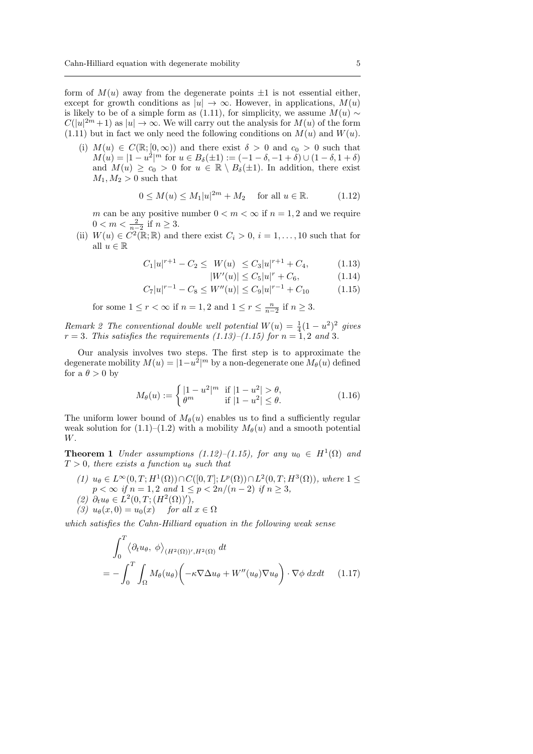form of $M(u)$ away from the degenerate points $\pm 1$ is not essential either, except for growth conditions as $|u| \to \infty$. However, in applications, $M(u)$ is likely to be of a simple form as (1.11), for simplicity, we assume $M(u) \sim C(|u|^{2m}+1)$ as $|u| \to \infty$. We will carry out the analysis for $M(u)$ of the form (1.11) but in fact we only need the following conditions on $M(u)$ and $W(u)$.

(i) $M(u) \in C(\mathbb{R}; [0,\infty))$ and there exist $\delta > 0$ and $c_0 > 0$ such that $M(u) = |1-u^2|^m$ for $u \in B_\delta(\pm 1) := (-1-\delta, -1+\delta) \cup (1-\delta, 1+\delta)$ and $M(u) \geq c_0 > 0$ for $u \in \mathbb{R} \setminus B_\delta(\pm 1)$. In addition, there exist $M_1, M_2 > 0$ such that

$$0 \leq M(u) \leq M_1 |u|^{2m} + M_2 \quad \text{for all } u \in \mathbb{R}. \tag{1.12}$$

$m$ can be any positive number $0 < m < \infty$ if $n = 1, 2$ and we require $0 < m < \frac{2}{n-2}$ if $n \geq 3$.

(ii) $W(u) \in C^2(\mathbb{R}; \mathbb{R})$ and there exist $C_i > 0$, $i = 1, \ldots, 10$ such that for all $u \in \mathbb{R}$

$$C_1 |u|^{r+1} - C_2 \leq \; W(u) \; \leq C_3 |u|^{r+1} + C_4, \tag{1.13}$$

$$|W'(u)| \leq C_5 |u|^r + C_6, \tag{1.14}$$

$$C_7 |u|^{r-1} - C_8 \leq W''(u)| \leq C_9 |u|^{r-1} + C_{10} \tag{1.15}$$

for some $1 \leq r < \infty$ if $n = 1, 2$ and $1 \leq r \leq \frac{n}{n-2}$ if $n \geq 3$.

*Remark 2* *The conventional double well potential $W(u) = \frac{1}{4}(1-u^2)^2$ gives $r = 3$. This satisfies the requirements (1.13)–(1.15) for $n = 1, 2$ and $3$.*

Our analysis involves two steps. The first step is to approximate the degenerate mobility $M(u) = |1-u^2|^m$ by a non-degenerate one $M_\theta(u)$ defined for a $\theta > 0$ by

$$M_\theta(u) := \begin{cases} |1-u^2|^m & \text{if } |1-u^2| > \theta, \\ \theta^m & \text{if } |1-u^2| \leq \theta. \end{cases} \tag{1.16}$$

The uniform lower bound of $M_\theta(u)$ enables us to find a sufficiently regular weak solution for (1.1)–(1.2) with a mobility $M_\theta(u)$ and a smooth potential $W$.

**Theorem 1** *Under assumptions (1.12)–(1.15), for any $u_0 \in H^1(\Omega)$ and $T > 0$, there exists a function $u_\theta$ such that*

*(1) $u_\theta \in L^\infty(0,T; H^1(\Omega)) \cap C([0,T]; L^p(\Omega)) \cap L^2(0,T; H^3(\Omega))$, where $1 \leq p < \infty$ if $n = 1, 2$ and $1 \leq p < 2n/(n-2)$ if $n \geq 3$,*
*(2) $\partial_t u_\theta \in L^2(0,T; (H^2(\Omega))')$,*
*(3) $u_\theta(x, 0) = u_0(x) \quad$ for all $x \in \Omega$*

*which satisfies the Cahn-Hilliard equation in the following weak sense*

$$\begin{aligned} &\int_0^T \left\langle \partial_t u_\theta, \; \phi \right\rangle_{(H^2(\Omega))', H^2(\Omega)} dt \\ &= -\int_0^T \int_\Omega M_\theta(u_\theta) \bigg( -\kappa \nabla \Delta u_\theta + W''(u_\theta) \nabla u_\theta \bigg) \cdot \nabla \phi \; dx dt \end{aligned} \tag{1.17}$$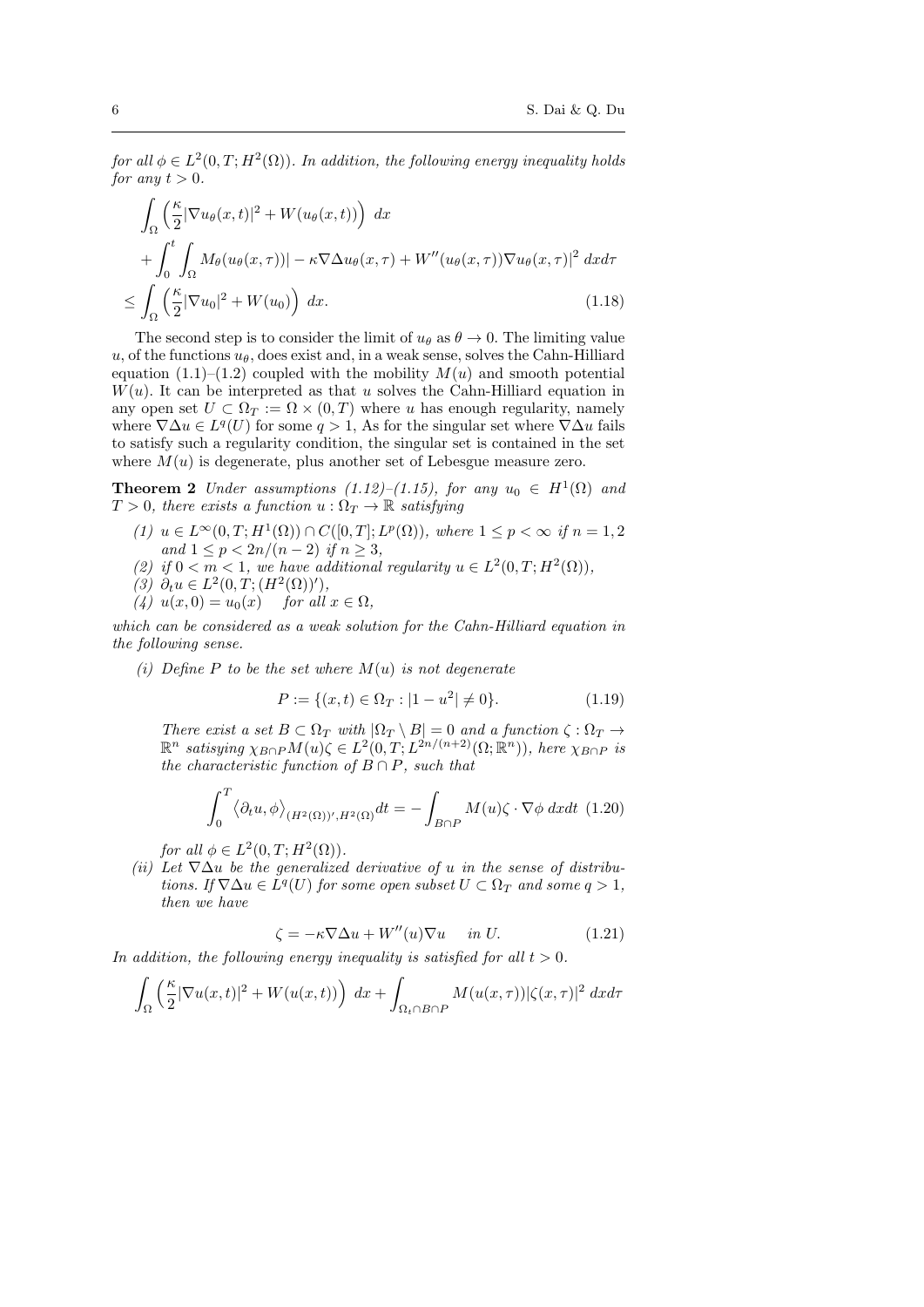*for all $\phi \in L^2(0,T;H^2(\Omega))$. In addition, the following energy inequality holds for any $t > 0$.*

$$
\begin{aligned}
&\int_\Omega \left(\frac{\kappa}{2}|\nabla u_\theta(x,t)|^2 + W(u_\theta(x,t))\right)\,dx \\
&+ \int_0^t \int_\Omega M_\theta(u_\theta(x,\tau))| - \kappa\nabla\Delta u_\theta(x,\tau) + W''(u_\theta(x,\tau))\nabla u_\theta(x,\tau)|^2\,dxd\tau \\
&\le \int_\Omega \left(\frac{\kappa}{2}|\nabla u_0|^2 + W(u_0)\right)\,dx.
\end{aligned}
\tag{1.18}
$$

The second step is to consider the limit of $u_\theta$ as $\theta \to 0$. The limiting value $u$, of the functions $u_\theta$, does exist and, in a weak sense, solves the Cahn-Hilliard equation (1.1)–(1.2) coupled with the mobility $M(u)$ and smooth potential $W(u)$. It can be interpreted as that $u$ solves the Cahn-Hilliard equation in any open set $U \subset \Omega_T := \Omega \times (0,T)$ where $u$ has enough regularity, namely where $\nabla\Delta u \in L^q(U)$ for some $q > 1$, As for the singular set where $\nabla\Delta u$ fails to satisfy such a regularity condition, the singular set is contained in the set where $M(u)$ is degenerate, plus another set of Lebesgue measure zero.

**Theorem 2** *Under assumptions (1.12)–(1.15), for any $u_0 \in H^1(\Omega)$ and $T > 0$, there exists a function $u : \Omega_T \to \mathbb{R}$ satisfying*

*(1) $u \in L^\infty(0,T;H^1(\Omega)) \cap C([0,T];L^p(\Omega))$, where $1 \le p < \infty$ if $n = 1,2$ and $1 \le p < 2n/(n-2)$ if $n \ge 3$,*
*(2) if $0 < m < 1$, we have additional regularity $u \in L^2(0,T;H^2(\Omega))$,*
*(3) $\partial_t u \in L^2(0,T;(H^2(\Omega))')$,*
*(4) $u(x,0) = u_0(x)$ for all $x \in \Omega$,*

*which can be considered as a weak solution for the Cahn-Hilliard equation in the following sense.*

*(i) Define $P$ to be the set where $M(u)$ is not degenerate*

$$
P := \{(x,t) \in \Omega_T : |1 - u^2| \ne 0\}. \tag{1.19}
$$

*There exist a set $B \subset \Omega_T$ with $|\Omega_T \setminus B| = 0$ and a function $\zeta : \Omega_T \to \mathbb{R}^n$ satisying $\chi_{B\cap P}M(u)\zeta \in L^2(0,T;L^{2n/(n+2)}(\Omega;\mathbb{R}^n))$, here $\chi_{B\cap P}$ is the characteristic function of $B \cap P$, such that*

$$
\int_0^T \left\langle \partial_t u, \phi \right\rangle_{(H^2(\Omega))',H^2(\Omega)} dt = -\int_{B\cap P} M(u)\zeta \cdot \nabla\phi\,dxdt \tag{1.20}
$$

*for all $\phi \in L^2(0,T;H^2(\Omega))$.*

*(ii) Let $\nabla\Delta u$ be the generalized derivative of $u$ in the sense of distributions. If $\nabla\Delta u \in L^q(U)$ for some open subset $U \subset \Omega_T$ and some $q > 1$, then we have*

$$
\zeta = -\kappa\nabla\Delta u + W''(u)\nabla u \quad \text{in } U. \tag{1.21}
$$

*In addition, the following energy inequality is satisfied for all $t > 0$.*

$$
\int_\Omega \left(\frac{\kappa}{2}|\nabla u(x,t)|^2 + W(u(x,t))\right)\,dx + \int_{\Omega_t\cap B\cap P} M(u(x,\tau))|\zeta(x,\tau)|^2\,dxd\tau
$$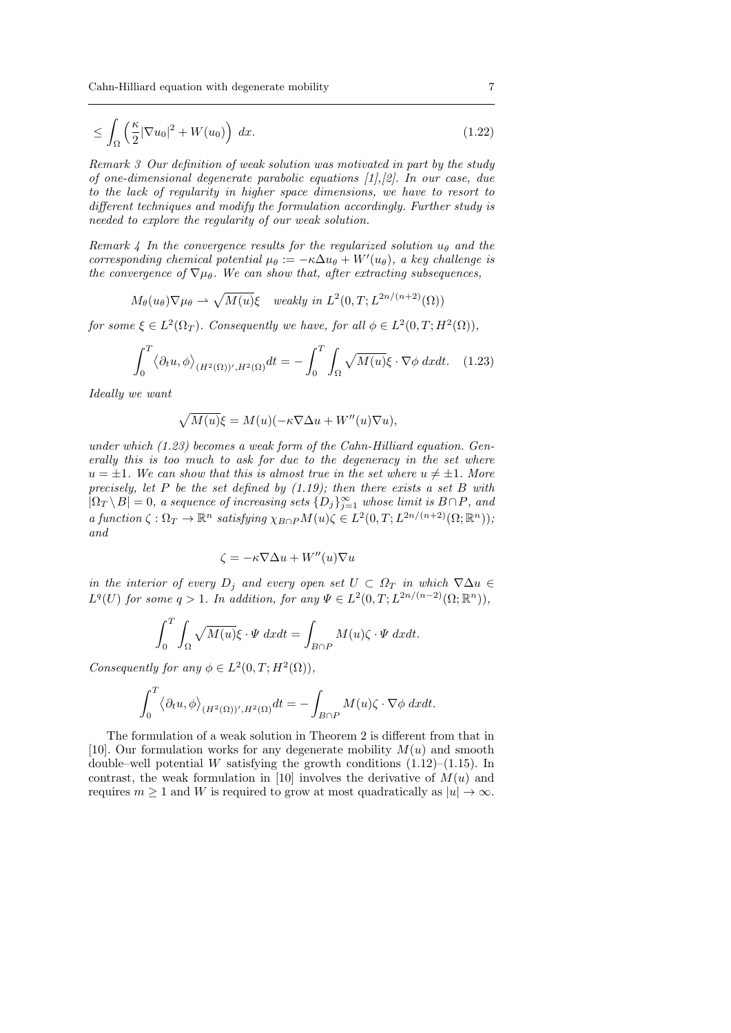$$\leq \int_\Omega \left( \frac{\kappa}{2} |\nabla u_0|^2 + W(u_0) \right) \, dx. \tag{1.22}$$

*Remark 3* *Our definition of weak solution was motivated in part by the study of one-dimensional degenerate parabolic equations [1],[2]. In our case, due to the lack of regularity in higher space dimensions, we have to resort to different techniques and modify the formulation accordingly. Further study is needed to explore the regularity of our weak solution.*

*Remark 4* *In the convergence results for the regularized solution $u_\theta$ and the corresponding chemical potential $\mu_\theta := -\kappa \Delta u_\theta + W'(u_\theta)$, a key challenge is the convergence of $\nabla \mu_\theta$. We can show that, after extracting subsequences,*

$$M_\theta(u_\theta) \nabla \mu_\theta \rightharpoonup \sqrt{M(u)} \xi \quad \text{weakly in } L^2(0,T; L^{2n/(n+2)}(\Omega))$$

*for some $\xi \in L^2(\Omega_T)$. Consequently we have, for all $\phi \in L^2(0,T; H^2(\Omega))$,*

$$\int_0^T \left\langle \partial_t u, \phi \right\rangle_{(H^2(\Omega))', H^2(\Omega)} dt = -\int_0^T \int_\Omega \sqrt{M(u)} \xi \cdot \nabla \phi \, dx dt. \tag{1.23}$$

*Ideally we want*

$$\sqrt{M(u)} \xi = M(u)(-\kappa \nabla \Delta u + W''(u) \nabla u),$$

*under which (1.23) becomes a weak form of the Cahn-Hilliard equation. Generally this is too much to ask for due to the degeneracy in the set where $u = \pm 1$. We can show that this is almost true in the set where $u \neq \pm 1$. More precisely, let $P$ be the set defined by (1.19); then there exists a set $B$ with $|\Omega_T \setminus B| = 0$, a sequence of increasing sets $\{D_j\}_{j=1}^\infty$ whose limit is $B \cap P$, and a function $\zeta : \Omega_T \to \mathbb{R}^n$ satisfying $\chi_{B \cap P} M(u) \zeta \in L^2(0,T; L^{2n/(n+2)}(\Omega; \mathbb{R}^n))$; and*

$$\zeta = -\kappa \nabla \Delta u + W''(u) \nabla u$$

*in the interior of every $D_j$ and every open set $U \subset \Omega_T$ in which $\nabla \Delta u \in L^q(U)$ for some $q > 1$. In addition, for any $\Psi \in L^2(0,T; L^{2n/(n-2)}(\Omega; \mathbb{R}^n))$,*

$$\int_0^T \int_\Omega \sqrt{M(u)} \xi \cdot \Psi \, dx dt = \int_{B \cap P} M(u) \zeta \cdot \Psi \, dx dt.$$

*Consequently for any $\phi \in L^2(0,T; H^2(\Omega))$,*

$$\int_0^T \left\langle \partial_t u, \phi \right\rangle_{(H^2(\Omega))', H^2(\Omega)} dt = -\int_{B \cap P} M(u) \zeta \cdot \nabla \phi \, dx dt.$$

The formulation of a weak solution in Theorem 2 is different from that in [10]. Our formulation works for any degenerate mobility $M(u)$ and smooth double–well potential $W$ satisfying the growth conditions (1.12)–(1.15). In contrast, the weak formulation in [10] involves the derivative of $M(u)$ and requires $m \geq 1$ and $W$ is required to grow at most quadratically as $|u| \to \infty$.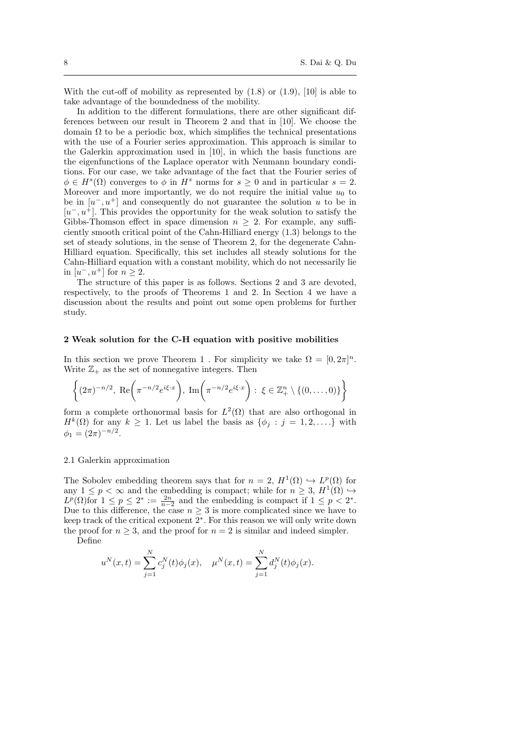With the cut-off of mobility as represented by (1.8) or (1.9), [10] is able to take advantage of the boundedness of the mobility.

In addition to the different formulations, there are other significant differences between our result in Theorem 2 and that in [10]. We choose the domain $\Omega$ to be a periodic box, which simplifies the technical presentations with the use of a Fourier series approximation. This approach is similar to the Galerkin approximation used in [10], in which the basis functions are the eigenfunctions of the Laplace operator with Neumann boundary conditions. For our case, we take advantage of the fact that the Fourier series of $\phi \in H^s(\Omega)$ converges to $\phi$ in $H^s$ norms for $s \geq 0$ and in particular $s = 2$. Moreover and more importantly, we do not require the initial value $u_0$ to be in $[u^-, u^+]$ and consequently do not guarantee the solution $u$ to be in $[u^-, u^+]$. This provides the opportunity for the weak solution to satisfy the Gibbs-Thomson effect in space dimension $n \geq 2$. For example, any sufficiently smooth critical point of the Cahn-Hilliard energy (1.3) belongs to the set of steady solutions, in the sense of Theorem 2, for the degenerate Cahn-Hilliard equation. Specifically, this set includes all steady solutions for the Cahn-Hilliard equation with a constant mobility, which do not necessarily lie in $[u^-, u^+]$ for $n \geq 2$.

The structure of this paper is as follows. Sections 2 and 3 are devoted, respectively, to the proofs of Theorems 1 and 2. In Section 4 we have a discussion about the results and point out some open problems for further study.

## 2 Weak solution for the C-H equation with positive mobilities

In this section we prove Theorem 1 . For simplicity we take $\Omega = [0, 2\pi]^n$. Write $\mathbb{Z}_+$ as the set of nonnegative integers. Then

$$\left\{(2\pi)^{-n/2},\ \mathrm{Re}\left(\pi^{-n/2}e^{i\xi\cdot x}\right),\ \mathrm{Im}\left(\pi^{-n/2}e^{i\xi\cdot x}\right) : \xi \in \mathbb{Z}_+^n \setminus \{(0,\ldots,0)\}\right\}$$

form a complete orthonormal basis for $L^2(\Omega)$ that are also orthogonal in $H^k(\Omega)$ for any $k \geq 1$. Let us label the basis as $\{\phi_j : j = 1, 2, \ldots.\}$ with $\phi_1 = (2\pi)^{-n/2}$.

### 2.1 Galerkin approximation

The Sobolev embedding theorem says that for $n = 2$, $H^1(\Omega) \hookrightarrow L^p(\Omega)$ for any $1 \leq p < \infty$ and the embedding is compact; while for $n \geq 3$, $H^1(\Omega) \hookrightarrow L^p(\Omega)$for $1 \leq p \leq 2^* := \frac{2n}{n-2}$ and the embedding is compact if $1 \leq p < 2^*$. Due to this difference, the case $n \geq 3$ is more complicated since we have to keep track of the critical exponent $2^*$. For this reason we will only write down the proof for $n \geq 3$, and the proof for $n = 2$ is similar and indeed simpler.

Define

$$u^N(x,t) = \sum_{j=1}^{N} c_j^N(t)\phi_j(x), \quad \mu^N(x,t) = \sum_{j=1}^{N} d_j^N(t)\phi_j(x).$$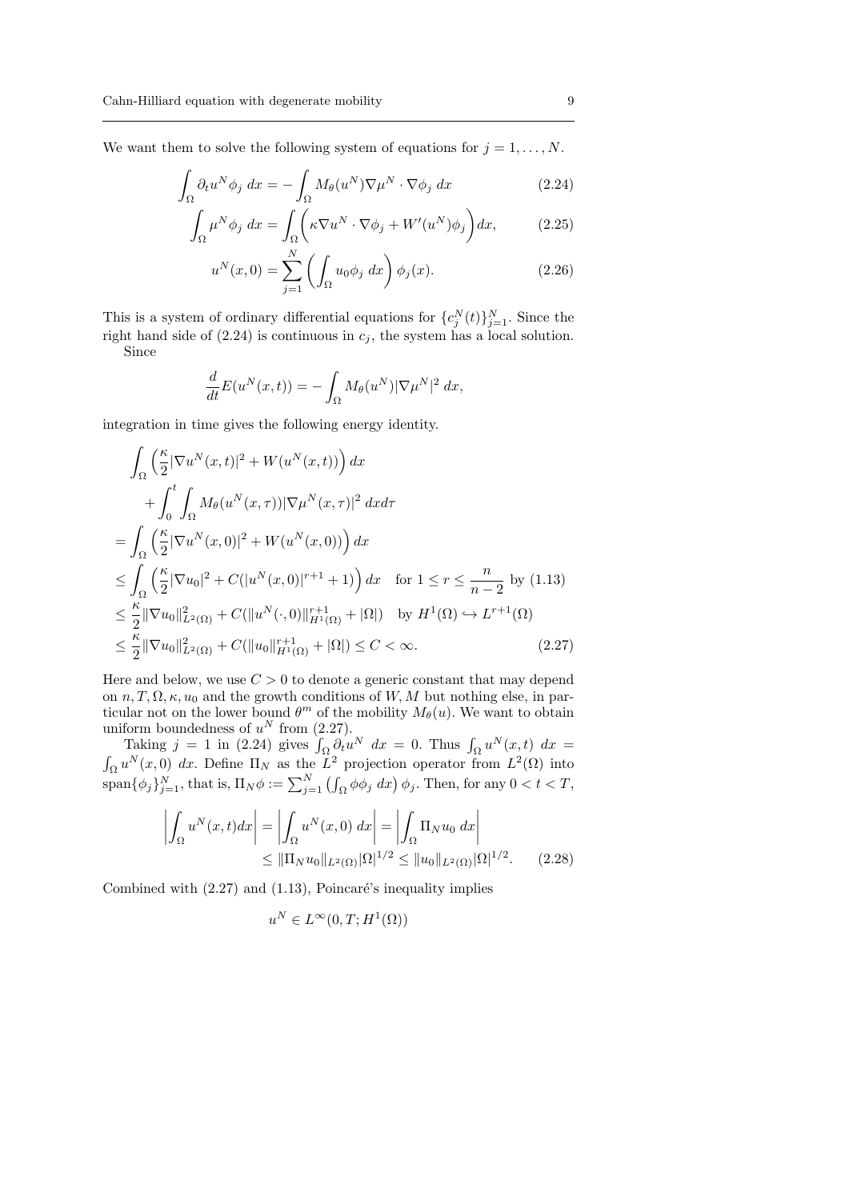We want them to solve the following system of equations for $j = 1, \ldots, N$.

$$\int_\Omega \partial_t u^N \phi_j \, dx = -\int_\Omega M_\theta(u^N)\nabla \mu^N \cdot \nabla \phi_j \, dx \tag{2.24}$$

$$\int_\Omega \mu^N \phi_j \, dx = \int_\Omega \bigg( \kappa \nabla u^N \cdot \nabla \phi_j + W'(u^N)\phi_j \bigg) dx, \tag{2.25}$$

$$u^N(x,0) = \sum_{j=1}^N \left( \int_\Omega u_0 \phi_j \, dx \right) \phi_j(x). \tag{2.26}$$

This is a system of ordinary differential equations for $\{c_j^N(t)\}_{j=1}^N$. Since the right hand side of (2.24) is continuous in $c_j$, the system has a local solution.

Since

$$\frac{d}{dt} E(u^N(x,t)) = -\int_\Omega M_\theta(u^N)|\nabla \mu^N|^2 \, dx,$$

integration in time gives the following energy identity.

$$\begin{aligned}
&\int_\Omega \Big( \frac{\kappa}{2}|\nabla u^N(x,t)|^2 + W(u^N(x,t)) \Big) \, dx \\
&\quad + \int_0^t \int_\Omega M_\theta(u^N(x,\tau))|\nabla \mu^N(x,\tau)|^2 \, dx d\tau \\
&= \int_\Omega \Big( \frac{\kappa}{2}|\nabla u^N(x,0)|^2 + W(u^N(x,0)) \Big) \, dx \\
&\leq \int_\Omega \Big( \frac{\kappa}{2}|\nabla u_0|^2 + C(|u^N(x,0)|^{r+1} + 1) \Big) \, dx \quad \text{for } 1 \leq r \leq \frac{n}{n-2} \text{ by (1.13)} \\
&\leq \frac{\kappa}{2}\|\nabla u_0\|^2_{L^2(\Omega)} + C(\|u^N(\cdot,0)\|^{r+1}_{H^1(\Omega)} + |\Omega|) \quad \text{by } H^1(\Omega) \hookrightarrow L^{r+1}(\Omega) \\
&\leq \frac{\kappa}{2}\|\nabla u_0\|^2_{L^2(\Omega)} + C(\|u_0\|^{r+1}_{H^1(\Omega)} + |\Omega|) \leq C < \infty.
\end{aligned} \tag{2.27}$$

Here and below, we use $C > 0$ to denote a generic constant that may depend on $n, T, \Omega, \kappa, u_0$ and the growth conditions of $W, M$ but nothing else, in particular not on the lower bound $\theta^m$ of the mobility $M_\theta(u)$. We want to obtain uniform boundedness of $u^N$ from (2.27).

Taking $j = 1$ in (2.24) gives $\int_\Omega \partial_t u^N \, dx = 0$. Thus $\int_\Omega u^N(x,t) \, dx = \int_\Omega u^N(x,0) \, dx$. Define $\Pi_N$ as the $L^2$ projection operator from $L^2(\Omega)$ into $\text{span}\{\phi_j\}_{j=1}^N$, that is, $\Pi_N \phi := \sum_{j=1}^N \left( \int_\Omega \phi \phi_j \, dx \right) \phi_j$. Then, for any $0 < t < T$,

$$\begin{aligned}
\left| \int_\Omega u^N(x,t) dx \right| &= \left| \int_\Omega u^N(x,0) \, dx \right| = \left| \int_\Omega \Pi_N u_0 \, dx \right| \\
&\leq \|\Pi_N u_0\|_{L^2(\Omega)} |\Omega|^{1/2} \leq \|u_0\|_{L^2(\Omega)} |\Omega|^{1/2}.
\end{aligned} \tag{2.28}$$

Combined with (2.27) and (1.13), Poincaré's inequality implies

$$u^N \in L^\infty(0,T; H^1(\Omega))$$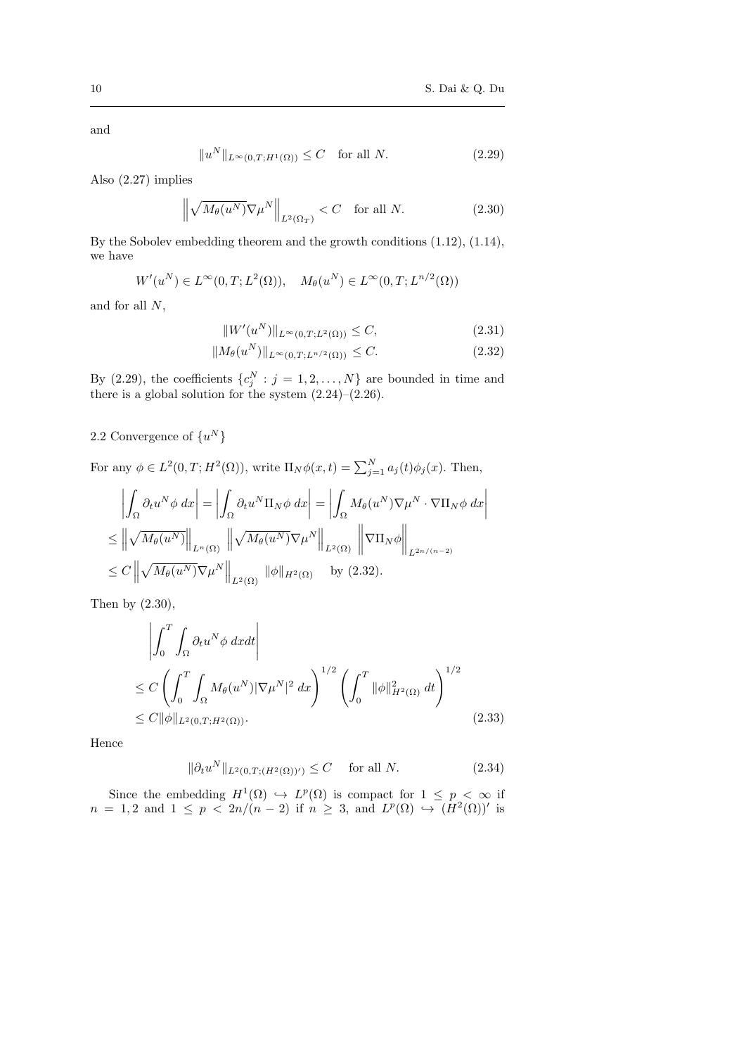and

$$\|u^N\|_{L^\infty(0,T;H^1(\Omega))} \leq C \quad \text{for all } N. \tag{2.29}$$

Also (2.27) implies

$$\left\| \sqrt{M_\theta(u^N)} \nabla \mu^N \right\|_{L^2(\Omega_T)} < C \quad \text{for all } N. \tag{2.30}$$

By the Sobolev embedding theorem and the growth conditions (1.12), (1.14), we have

$$W'(u^N) \in L^\infty(0,T;L^2(\Omega)), \quad M_\theta(u^N) \in L^\infty(0,T;L^{n/2}(\Omega))$$

and for all $N$,

$$\|W'(u^N)\|_{L^\infty(0,T;L^2(\Omega))} \leq C, \tag{2.31}$$

$$\|M_\theta(u^N)\|_{L^\infty(0,T;L^{n/2}(\Omega))} \leq C. \tag{2.32}$$

By (2.29), the coefficients $\{c_j^N : j = 1, 2, \ldots, N\}$ are bounded in time and there is a global solution for the system (2.24)–(2.26).

## 2.2 Convergence of $\{u^N\}$

For any $\phi \in L^2(0,T;H^2(\Omega))$, write $\Pi_N \phi(x,t) = \sum_{j=1}^N a_j(t)\phi_j(x)$. Then,

$$\begin{aligned}
&\left| \int_\Omega \partial_t u^N \phi \, dx \right| = \left| \int_\Omega \partial_t u^N \Pi_N \phi \, dx \right| = \left| \int_\Omega M_\theta(u^N) \nabla \mu^N \cdot \nabla \Pi_N \phi \, dx \right| \\
&\leq \left\| \sqrt{M_\theta(u^N)} \right\|_{L^n(\Omega)} \left\| \sqrt{M_\theta(u^N)} \nabla \mu^N \right\|_{L^2(\Omega)} \left\| \nabla \Pi_N \phi \right\|_{L^{2n/(n-2)}} \\
&\leq C \left\| \sqrt{M_\theta(u^N)} \nabla \mu^N \right\|_{L^2(\Omega)} \|\phi\|_{H^2(\Omega)} \quad \text{by (2.32)}.
\end{aligned}$$

Then by (2.30),

$$\begin{aligned}
&\left| \int_0^T \int_\Omega \partial_t u^N \phi \, dx dt \right| \\
&\leq C \left( \int_0^T \int_\Omega M_\theta(u^N) |\nabla \mu^N|^2 \, dx \right)^{1/2} \left( \int_0^T \|\phi\|_{H^2(\Omega)}^2 \, dt \right)^{1/2} \\
&\leq C \|\phi\|_{L^2(0,T;H^2(\Omega))}.
\end{aligned} \tag{2.33}$$

Hence

$$\|\partial_t u^N\|_{L^2(0,T;(H^2(\Omega))')} \leq C \quad \text{for all } N. \tag{2.34}$$

Since the embedding $H^1(\Omega) \hookrightarrow L^p(\Omega)$ is compact for $1 \leq p < \infty$ if $n = 1, 2$ and $1 \leq p < 2n/(n-2)$ if $n \geq 3$, and $L^p(\Omega) \hookrightarrow (H^2(\Omega))'$ is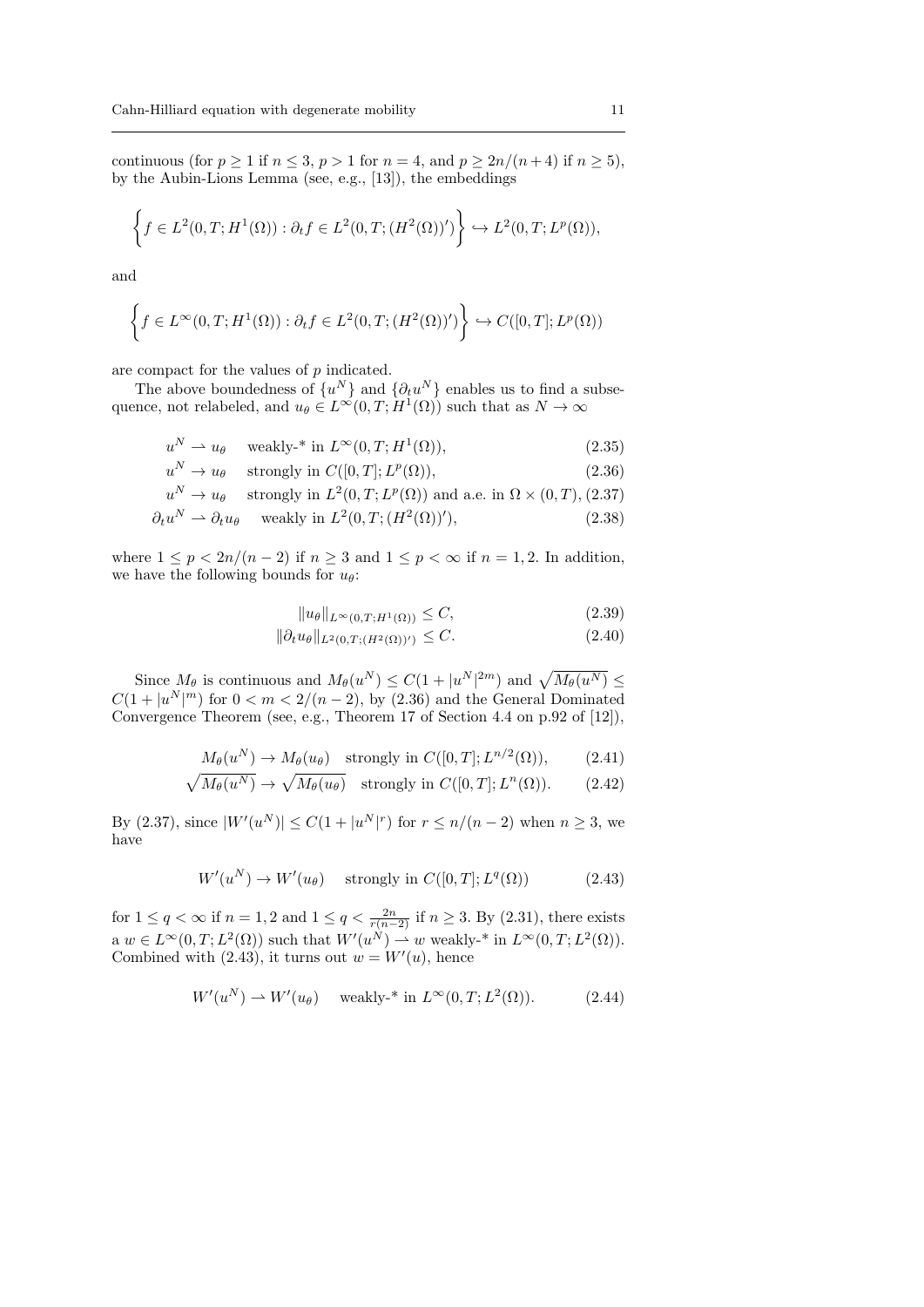continuous (for $p \geq 1$ if $n \leq 3$, $p > 1$ for $n = 4$, and $p \geq 2n/(n+4)$ if $n \geq 5$), by the Aubin-Lions Lemma (see, e.g., [13]), the embeddings

$$\left\{ f \in L^2(0,T; H^1(\Omega)) : \partial_t f \in L^2(0,T; (H^2(\Omega))') \right\} \hookrightarrow L^2(0,T; L^p(\Omega)),$$

and

$$\left\{ f \in L^\infty(0,T; H^1(\Omega)) : \partial_t f \in L^2(0,T; (H^2(\Omega))') \right\} \hookrightarrow C([0,T]; L^p(\Omega))$$

are compact for the values of $p$ indicated.

The above boundedness of $\{u^N\}$ and $\{\partial_t u^N\}$ enables us to find a subsequence, not relabeled, and $u_\theta \in L^\infty(0,T; H^1(\Omega))$ such that as $N \to \infty$

$$u^N \rightharpoonup u_\theta \quad \text{weakly-* in } L^\infty(0,T; H^1(\Omega)), \tag{2.35}$$

$$u^N \to u_\theta \quad \text{strongly in } C([0,T]; L^p(\Omega)), \tag{2.36}$$

$$u^N \to u_\theta \quad \text{strongly in } L^2(0,T; L^p(\Omega)) \text{ and a.e. in } \Omega \times (0,T), \tag{2.37}$$

$$\partial_t u^N \rightharpoonup \partial_t u_\theta \quad \text{weakly in } L^2(0,T; (H^2(\Omega))'), \tag{2.38}$$

where $1 \leq p < 2n/(n-2)$ if $n \geq 3$ and $1 \leq p < \infty$ if $n = 1, 2$. In addition, we have the following bounds for $u_\theta$:

$$\|u_\theta\|_{L^\infty(0,T;H^1(\Omega))} \leq C, \tag{2.39}$$

$$\|\partial_t u_\theta\|_{L^2(0,T;(H^2(\Omega))')} \leq C. \tag{2.40}$$

Since $M_\theta$ is continuous and $M_\theta(u^N) \leq C(1 + |u^N|^{2m})$ and $\sqrt{M_\theta(u^N)} \leq C(1 + |u^N|^m)$ for $0 < m < 2/(n-2)$, by (2.36) and the General Dominated Convergence Theorem (see, e.g., Theorem 17 of Section 4.4 on p.92 of [12]),

$$M_\theta(u^N) \to M_\theta(u_\theta) \quad \text{strongly in } C([0,T]; L^{n/2}(\Omega)), \tag{2.41}$$

$$\sqrt{M_\theta(u^N)} \to \sqrt{M_\theta(u_\theta)} \quad \text{strongly in } C([0,T]; L^n(\Omega)). \tag{2.42}$$

By (2.37), since $|W'(u^N)| \leq C(1 + |u^N|^r)$ for $r \leq n/(n-2)$ when $n \geq 3$, we have

$$W'(u^N) \to W'(u_\theta) \quad \text{strongly in } C([0,T]; L^q(\Omega)) \tag{2.43}$$

for $1 \leq q < \infty$ if $n = 1, 2$ and $1 \leq q < \frac{2n}{r(n-2)}$ if $n \geq 3$. By (2.31), there exists a $w \in L^\infty(0,T; L^2(\Omega))$ such that $W'(u^N) \rightharpoonup w$ weakly-* in $L^\infty(0,T; L^2(\Omega))$. Combined with (2.43), it turns out $w = W'(u)$, hence

$$W'(u^N) \rightharpoonup W'(u_\theta) \quad \text{weakly-* in } L^\infty(0,T; L^2(\Omega)). \tag{2.44}$$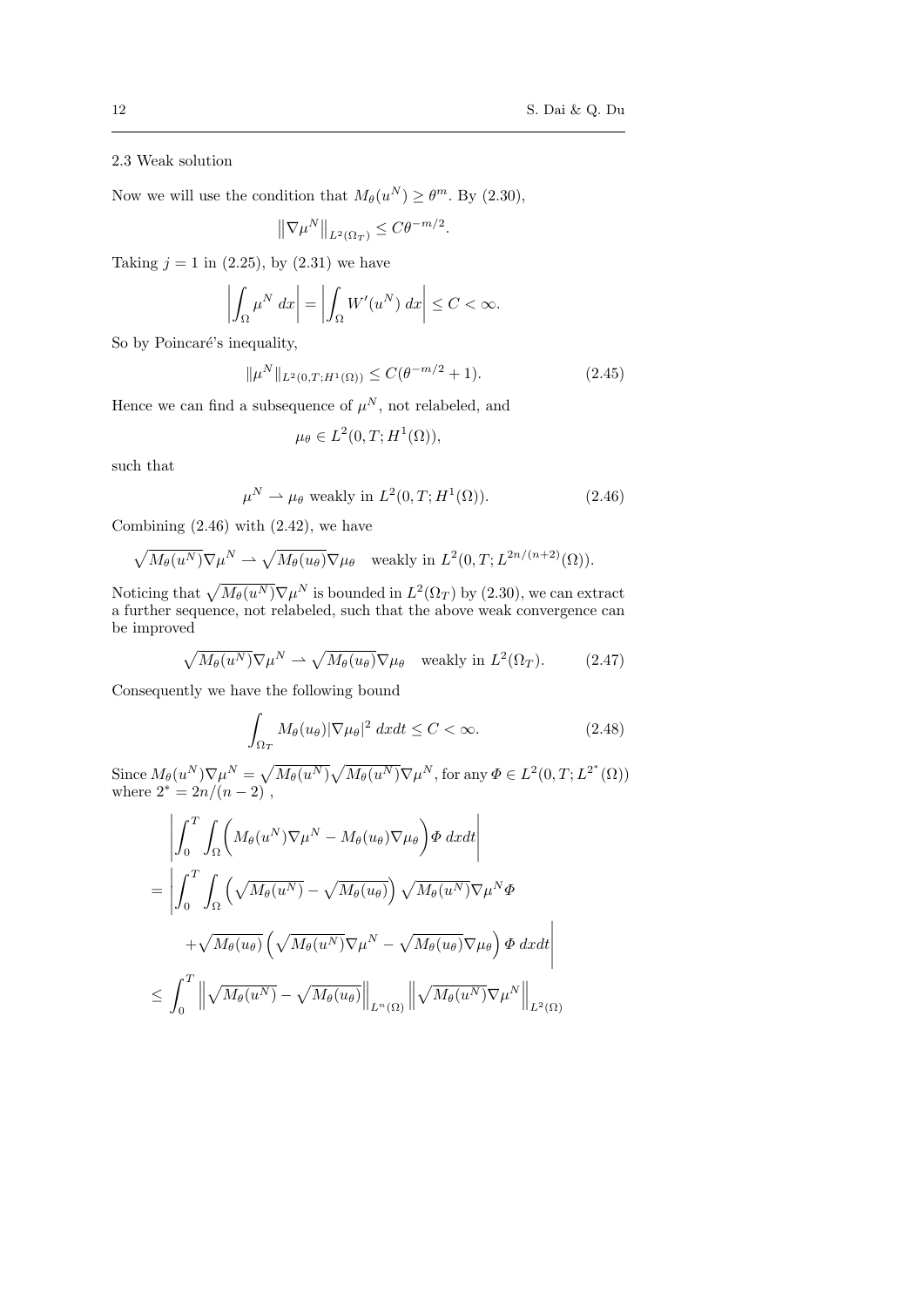### 2.3 Weak solution

Now we will use the condition that $M_\theta(u^N) \geq \theta^m$. By (2.30),

$$\left\|\nabla \mu^N\right\|_{L^2(\Omega_T)} \leq C\theta^{-m/2}.$$

Taking $j = 1$ in (2.25), by (2.31) we have

$$\left|\int_\Omega \mu^N \, dx\right| = \left|\int_\Omega W'(u^N) \, dx\right| \leq C < \infty.$$

So by Poincaré's inequality,

$$\|\mu^N\|_{L^2(0,T;H^1(\Omega))} \leq C(\theta^{-m/2} + 1). \tag{2.45}$$

Hence we can find a subsequence of $\mu^N$, not relabeled, and

$$\mu_\theta \in L^2(0, T; H^1(\Omega)),$$

such that

$$\mu^N \rightharpoonup \mu_\theta \text{ weakly in } L^2(0, T; H^1(\Omega)). \tag{2.46}$$

Combining (2.46) with (2.42), we have

$$\sqrt{M_\theta(u^N)}\nabla\mu^N \rightharpoonup \sqrt{M_\theta(u_\theta)}\nabla\mu_\theta \quad \text{weakly in } L^2(0, T; L^{2n/(n+2)}(\Omega)).$$

Noticing that $\sqrt{M_\theta(u^N)}\nabla\mu^N$ is bounded in $L^2(\Omega_T)$ by (2.30), we can extract a further sequence, not relabeled, such that the above weak convergence can be improved

$$\sqrt{M_\theta(u^N)}\nabla\mu^N \rightharpoonup \sqrt{M_\theta(u_\theta)}\nabla\mu_\theta \quad \text{weakly in } L^2(\Omega_T). \tag{2.47}$$

Consequently we have the following bound

$$\int_{\Omega_T} M_\theta(u_\theta)|\nabla\mu_\theta|^2 \, dxdt \leq C < \infty. \tag{2.48}$$

Since $M_\theta(u^N)\nabla\mu^N = \sqrt{M_\theta(u^N)}\sqrt{M_\theta(u^N)}\nabla\mu^N$, for any $\Phi \in L^2(0, T; L^{2^*}(\Omega))$ where $2^* = 2n/(n-2)$ ,

$$\begin{aligned}
&\left|\int_0^T \int_\Omega \Big(M_\theta(u^N)\nabla\mu^N - M_\theta(u_\theta)\nabla\mu_\theta\Big)\Phi \, dxdt\right| \\
&= \Bigg|\int_0^T \int_\Omega \left(\sqrt{M_\theta(u^N)} - \sqrt{M_\theta(u_\theta)}\right)\sqrt{M_\theta(u^N)}\nabla\mu^N\Phi \\
&\quad + \sqrt{M_\theta(u_\theta)}\left(\sqrt{M_\theta(u^N)}\nabla\mu^N - \sqrt{M_\theta(u_\theta)}\nabla\mu_\theta\right)\Phi \, dxdt\Bigg| \\
&\leq \int_0^T \left\|\sqrt{M_\theta(u^N)} - \sqrt{M_\theta(u_\theta)}\right\|_{L^n(\Omega)} \left\|\sqrt{M_\theta(u^N)}\nabla\mu^N\right\|_{L^2(\Omega)}
\end{aligned}$$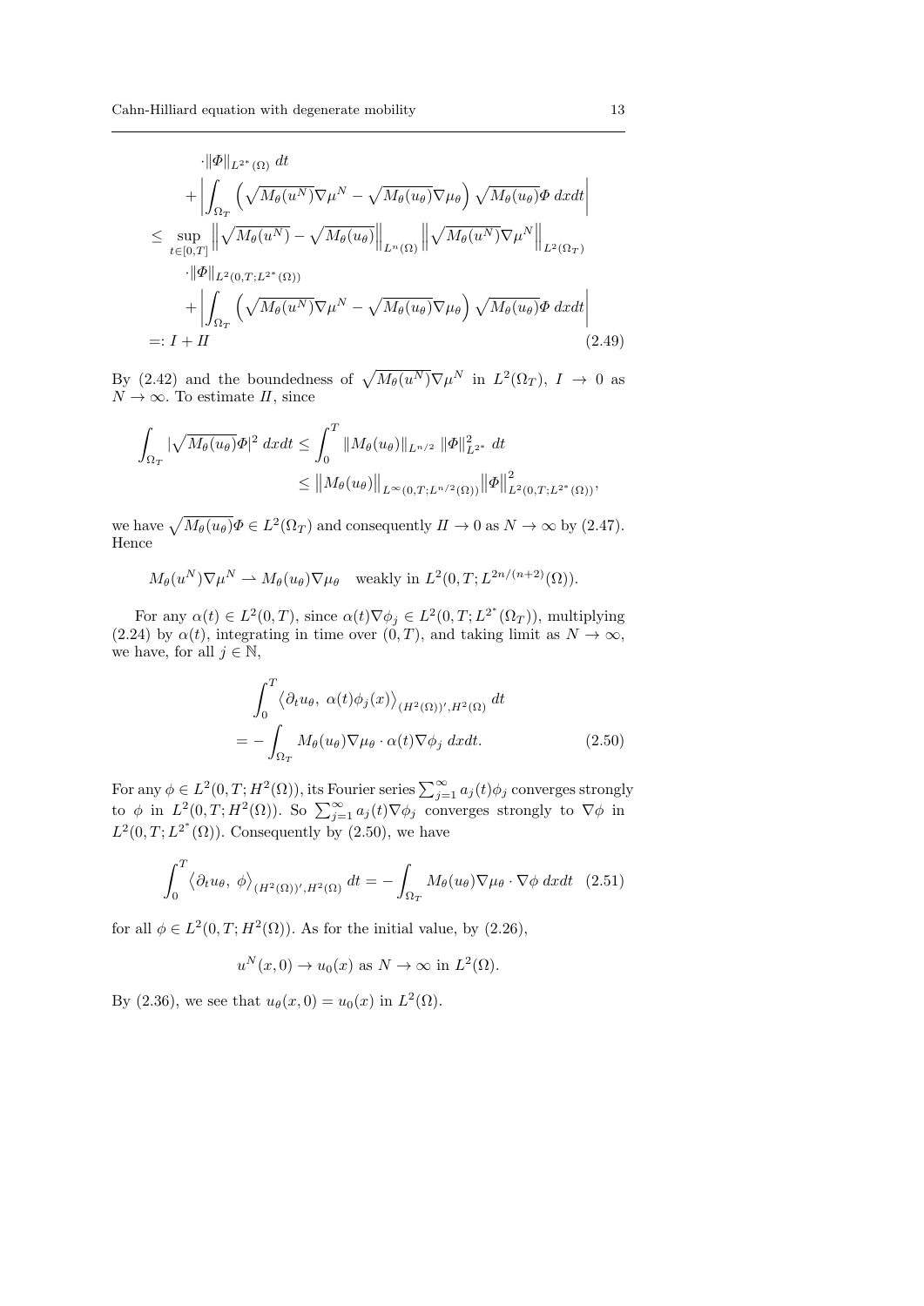$$
\begin{aligned}
&\quad \cdot \|\Phi\|_{L^{2^*}(\Omega)}\, dt \\
&\quad + \left| \int_{\Omega_T} \left( \sqrt{M_\theta(u^N)} \nabla \mu^N - \sqrt{M_\theta(u_\theta)} \nabla \mu_\theta \right) \sqrt{M_\theta(u_\theta)} \Phi \, dx dt \right| \\
&\le \sup_{t \in [0,T]} \left\| \sqrt{M_\theta(u^N)} - \sqrt{M_\theta(u_\theta)} \right\|_{L^n(\Omega)} \left\| \sqrt{M_\theta(u^N)} \nabla \mu^N \right\|_{L^2(\Omega_T)} \\
&\quad \cdot \|\Phi\|_{L^2(0,T;L^{2^*}(\Omega))} \\
&\quad + \left| \int_{\Omega_T} \left( \sqrt{M_\theta(u^N)} \nabla \mu^N - \sqrt{M_\theta(u_\theta)} \nabla \mu_\theta \right) \sqrt{M_\theta(u_\theta)} \Phi \, dx dt \right| \\
&=: I + II \qquad\qquad (2.49)
\end{aligned}
$$

By (2.42) and the boundedness of $\sqrt{M_\theta(u^N)} \nabla \mu^N$ in $L^2(\Omega_T)$, $I \to 0$ as $N \to \infty$. To estimate $II$, since

$$
\begin{aligned}
\int_{\Omega_T} |\sqrt{M_\theta(u_\theta)} \Phi|^2 \, dx dt &\le \int_0^T \|M_\theta(u_\theta)\|_{L^{n/2}} \|\Phi\|^2_{L^{2^*}} \, dt \\
&\le \big\| M_\theta(u_\theta) \big\|_{L^\infty(0,T;L^{n/2}(\Omega))} \big\| \Phi \big\|^2_{L^2(0,T;L^{2^*}(\Omega))},
\end{aligned}
$$

we have $\sqrt{M_\theta(u_\theta)} \Phi \in L^2(\Omega_T)$ and consequently $II \to 0$ as $N \to \infty$ by (2.47). Hence

$$
M_\theta(u^N) \nabla \mu^N \rightharpoonup M_\theta(u_\theta) \nabla \mu_\theta \quad \text{weakly in } L^2(0,T;L^{2n/(n+2)}(\Omega)).
$$

For any $\alpha(t) \in L^2(0,T)$, since $\alpha(t) \nabla \phi_j \in L^2(0,T;L^{2^*}(\Omega_T))$, multiplying (2.24) by $\alpha(t)$, integrating in time over $(0,T)$, and taking limit as $N \to \infty$, we have, for all $j \in \mathbb{N}$,

$$
\begin{aligned}
&\int_0^T \big\langle \partial_t u_\theta, \ \alpha(t) \phi_j(x) \big\rangle_{(H^2(\Omega))', H^2(\Omega)} \, dt \\
&= -\int_{\Omega_T} M_\theta(u_\theta) \nabla \mu_\theta \cdot \alpha(t) \nabla \phi_j \, dx dt. \qquad\qquad (2.50)
\end{aligned}
$$

For any $\phi \in L^2(0,T;H^2(\Omega))$, its Fourier series $\sum_{j=1}^\infty a_j(t) \phi_j$ converges strongly to $\phi$ in $L^2(0,T;H^2(\Omega))$. So $\sum_{j=1}^\infty a_j(t) \nabla \phi_j$ converges strongly to $\nabla \phi$ in $L^2(0,T;L^{2^*}(\Omega))$. Consequently by (2.50), we have

$$
\int_0^T \big\langle \partial_t u_\theta, \ \phi \big\rangle_{(H^2(\Omega))', H^2(\Omega)} \, dt = -\int_{\Omega_T} M_\theta(u_\theta) \nabla \mu_\theta \cdot \nabla \phi \, dx dt \quad (2.51)
$$

for all $\phi \in L^2(0,T;H^2(\Omega))$. As for the initial value, by (2.26),

$$
u^N(x,0) \to u_0(x) \text{ as } N \to \infty \text{ in } L^2(\Omega).
$$

By (2.36), we see that $u_\theta(x,0) = u_0(x)$ in $L^2(\Omega)$.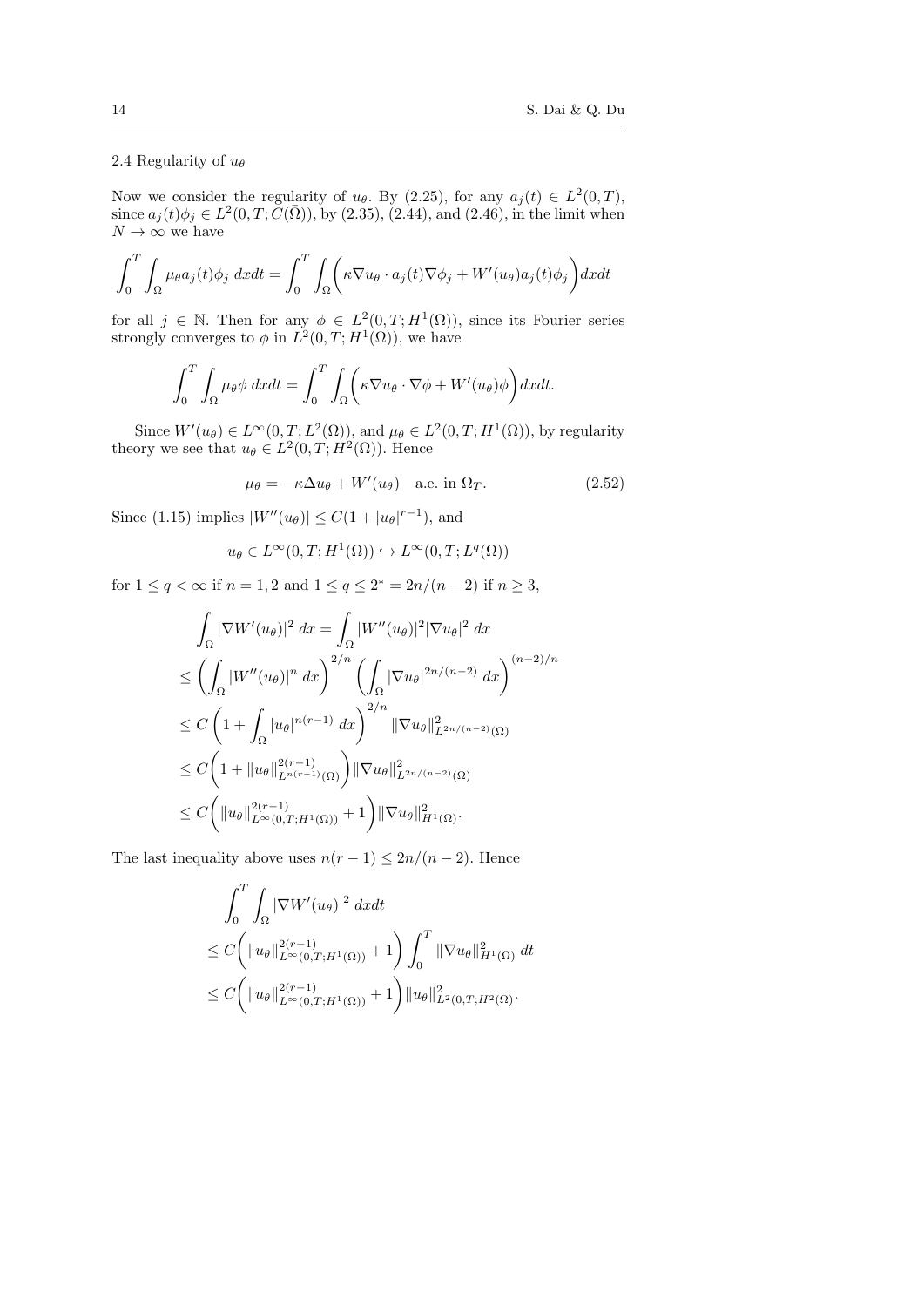### 2.4 Regularity of $u_\theta$

Now we consider the regularity of $u_\theta$. By (2.25), for any $a_j(t) \in L^2(0,T)$, since $a_j(t)\phi_j \in L^2(0,T;C(\bar{\Omega}))$, by (2.35), (2.44), and (2.46), in the limit when $N \to \infty$ we have

$$\int_0^T \int_\Omega \mu_\theta a_j(t)\phi_j \; dxdt = \int_0^T \int_\Omega \bigg( \kappa \nabla u_\theta \cdot a_j(t) \nabla \phi_j + W'(u_\theta) a_j(t)\phi_j \bigg) dxdt$$

for all $j \in \mathbb{N}$. Then for any $\phi \in L^2(0,T;H^1(\Omega))$, since its Fourier series strongly converges to $\phi$ in $L^2(0,T;H^1(\Omega))$, we have

$$\int_0^T \int_\Omega \mu_\theta \phi \; dxdt = \int_0^T \int_\Omega \bigg( \kappa \nabla u_\theta \cdot \nabla \phi + W'(u_\theta)\phi \bigg) dxdt.$$

Since $W'(u_\theta) \in L^\infty(0,T;L^2(\Omega))$, and $\mu_\theta \in L^2(0,T;H^1(\Omega))$, by regularity theory we see that $u_\theta \in L^2(0,T;H^2(\Omega))$. Hence

$$\mu_\theta = -\kappa \Delta u_\theta + W'(u_\theta) \quad \text{a.e. in } \Omega_T. \tag{2.52}$$

Since (1.15) implies $|W''(u_\theta)| \le C(1+|u_\theta|^{r-1})$, and

$$u_\theta \in L^\infty(0,T;H^1(\Omega)) \hookrightarrow L^\infty(0,T;L^q(\Omega))$$

for $1 \le q < \infty$ if $n = 1,2$ and $1 \le q \le 2^* = 2n/(n-2)$ if $n \ge 3$,

$$\begin{aligned}
&\int_\Omega |\nabla W'(u_\theta)|^2 \; dx = \int_\Omega |W''(u_\theta)|^2 |\nabla u_\theta|^2 \; dx \\
&\le \left( \int_\Omega |W''(u_\theta)|^n \; dx \right)^{2/n} \left( \int_\Omega |\nabla u_\theta|^{2n/(n-2)} \; dx \right)^{(n-2)/n} \\
&\le C \left( 1 + \int_\Omega |u_\theta|^{n(r-1)} \; dx \right)^{2/n} \|\nabla u_\theta\|^2_{L^{2n/(n-2)}(\Omega)} \\
&\le C \bigg( 1 + \|u_\theta\|^{2(r-1)}_{L^{n(r-1)}(\Omega)} \bigg) \|\nabla u_\theta\|^2_{L^{2n/(n-2)}(\Omega)} \\
&\le C \bigg( \|u_\theta\|^{2(r-1)}_{L^\infty(0,T;H^1(\Omega))} + 1 \bigg) \|\nabla u_\theta\|^2_{H^1(\Omega)}.
\end{aligned}$$

The last inequality above uses $n(r-1) \le 2n/(n-2)$. Hence

$$\begin{aligned}
&\int_0^T \int_\Omega |\nabla W'(u_\theta)|^2 \; dxdt \\
&\le C \bigg( \|u_\theta\|^{2(r-1)}_{L^\infty(0,T;H^1(\Omega))} + 1 \bigg) \int_0^T \|\nabla u_\theta\|^2_{H^1(\Omega)} \; dt \\
&\le C \bigg( \|u_\theta\|^{2(r-1)}_{L^\infty(0,T;H^1(\Omega))} + 1 \bigg) \|u_\theta\|^2_{L^2(0,T;H^2(\Omega))}.
\end{aligned}$$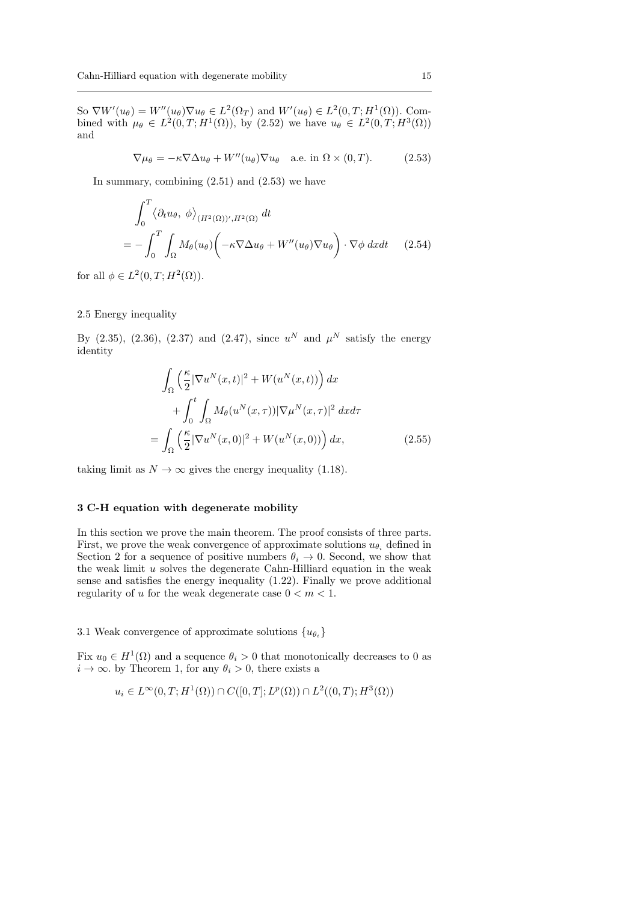So $\nabla W'(u_\theta) = W''(u_\theta)\nabla u_\theta \in L^2(\Omega_T)$ and $W'(u_\theta) \in L^2(0,T;H^1(\Omega))$. Combined with $\mu_\theta \in L^2(0,T;H^1(\Omega))$, by (2.52) we have $u_\theta \in L^2(0,T;H^3(\Omega))$ and

$$\nabla\mu_\theta = -\kappa\nabla\Delta u_\theta + W''(u_\theta)\nabla u_\theta \quad \text{a.e. in } \Omega\times(0,T). \tag{2.53}$$

In summary, combining (2.51) and (2.53) we have

$$\begin{aligned}
&\int_0^T \left\langle \partial_t u_\theta,\ \phi\right\rangle_{(H^2(\Omega))',H^2(\Omega)}\, dt \\
&= -\int_0^T\int_\Omega M_\theta(u_\theta)\Big(-\kappa\nabla\Delta u_\theta + W''(u_\theta)\nabla u_\theta\Big)\cdot\nabla\phi\ dxdt
\end{aligned} \tag{2.54}$$

for all $\phi \in L^2(0,T;H^2(\Omega))$.

### 2.5 Energy inequality

By (2.35), (2.36), (2.37) and (2.47), since $u^N$ and $\mu^N$ satisfy the energy identity

$$\begin{aligned}
&\int_\Omega \Big(\frac{\kappa}{2}|\nabla u^N(x,t)|^2 + W(u^N(x,t))\Big)\,dx \\
&\quad + \int_0^t\int_\Omega M_\theta(u^N(x,\tau))|\nabla\mu^N(x,\tau)|^2\ dxd\tau \\
&= \int_\Omega \Big(\frac{\kappa}{2}|\nabla u^N(x,0)|^2 + W(u^N(x,0))\Big)\,dx,
\end{aligned} \tag{2.55}$$

taking limit as $N\to\infty$ gives the energy inequality (1.18).

## 3 C-H equation with degenerate mobility

In this section we prove the main theorem. The proof consists of three parts. First, we prove the weak convergence of approximate solutions $u_{\theta_i}$ defined in Section 2 for a sequence of positive numbers $\theta_i \to 0$. Second, we show that the weak limit $u$ solves the degenerate Cahn-Hilliard equation in the weak sense and satisfies the energy inequality (1.22). Finally we prove additional regularity of $u$ for the weak degenerate case $0 < m < 1$.

### 3.1 Weak convergence of approximate solutions $\{u_{\theta_i}\}$

Fix $u_0 \in H^1(\Omega)$ and a sequence $\theta_i > 0$ that monotonically decreases to 0 as $i \to \infty$. by Theorem 1, for any $\theta_i > 0$, there exists a

$$u_i \in L^\infty(0,T;H^1(\Omega)) \cap C([0,T];L^p(\Omega)) \cap L^2((0,T);H^3(\Omega))$$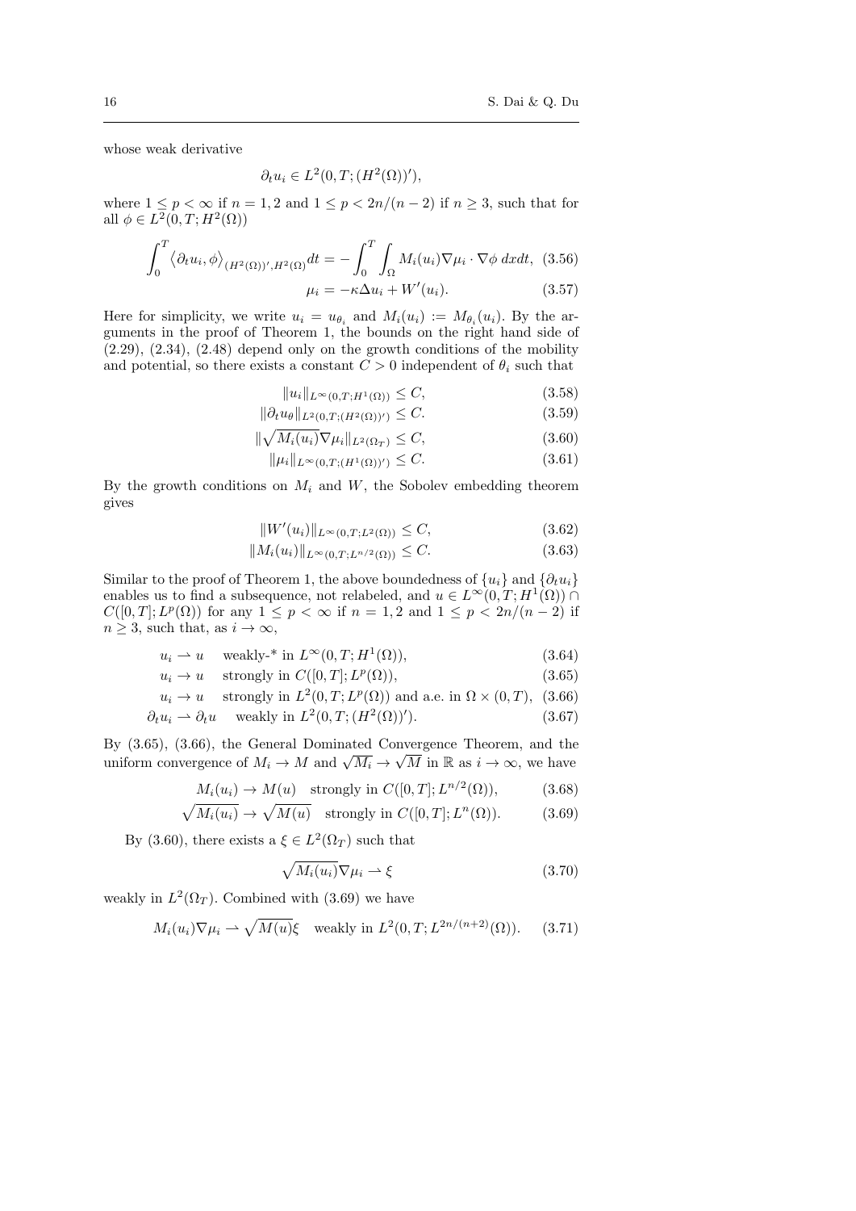whose weak derivative

$$\partial_t u_i \in L^2(0,T;(H^2(\Omega))'),$$

where $1 \le p < \infty$ if $n = 1,2$ and $1 \le p < 2n/(n-2)$ if $n \ge 3$, such that for all $\phi \in L^2(0,T;H^2(\Omega))$

$$\int_0^T \left\langle \partial_t u_i, \phi \right\rangle_{(H^2(\Omega))', H^2(\Omega)} dt = -\int_0^T \int_\Omega M_i(u_i) \nabla \mu_i \cdot \nabla \phi \, dx dt, \quad (3.56)$$

$$\mu_i = -\kappa \Delta u_i + W'(u_i). \quad (3.57)$$

Here for simplicity, we write $u_i = u_{\theta_i}$ and $M_i(u_i) := M_{\theta_i}(u_i)$. By the arguments in the proof of Theorem 1, the bounds on the right hand side of (2.29), (2.34), (2.48) depend only on the growth conditions of the mobility and potential, so there exists a constant $C > 0$ independent of $\theta_i$ such that

$$\|u_i\|_{L^\infty(0,T;H^1(\Omega))} \le C, \quad (3.58)$$

$$\|\partial_t u_\theta\|_{L^2(0,T;(H^2(\Omega))')} \le C. \quad (3.59)$$

$$\|\sqrt{M_i(u_i)} \nabla \mu_i\|_{L^2(\Omega_T)} \le C, \quad (3.60)$$

$$\|\mu_i\|_{L^\infty(0,T;(H^1(\Omega))')} \le C. \quad (3.61)$$

By the growth conditions on $M_i$ and $W$, the Sobolev embedding theorem gives

$$\|W'(u_i)\|_{L^\infty(0,T;L^2(\Omega))} \le C, \quad (3.62)$$

$$\|M_i(u_i)\|_{L^\infty(0,T;L^{n/2}(\Omega))} \le C. \quad (3.63)$$

Similar to the proof of Theorem 1, the above boundedness of $\{u_i\}$ and $\{\partial_t u_i\}$ enables us to find a subsequence, not relabeled, and $u \in L^\infty(0,T;H^1(\Omega)) \cap C([0,T];L^p(\Omega))$ for any $1 \le p < \infty$ if $n = 1,2$ and $1 \le p < 2n/(n-2)$ if $n \ge 3$, such that, as $i \to \infty$,

$$u_i \rightharpoonup u \quad \text{weakly-* in } L^\infty(0,T;H^1(\Omega)), \quad (3.64)$$

$$u_i \to u \quad \text{strongly in } C([0,T];L^p(\Omega)), \quad (3.65)$$

$$u_i \to u \quad \text{strongly in } L^2(0,T;L^p(\Omega)) \text{ and a.e. in } \Omega \times (0,T), \quad (3.66)$$

$$\partial_t u_i \rightharpoonup \partial_t u \quad \text{weakly in } L^2(0,T;(H^2(\Omega))'). \quad (3.67)$$

By (3.65), (3.66), the General Dominated Convergence Theorem, and the uniform convergence of $M_i \to M$ and $\sqrt{M_i} \to \sqrt{M}$ in $\mathbb{R}$ as $i \to \infty$, we have

$$M_i(u_i) \to M(u) \quad \text{strongly in } C([0,T];L^{n/2}(\Omega)), \quad (3.68)$$

$$\sqrt{M_i(u_i)} \to \sqrt{M(u)} \quad \text{strongly in } C([0,T];L^n(\Omega)). \quad (3.69)$$

By (3.60), there exists a $\xi \in L^2(\Omega_T)$ such that

$$\sqrt{M_i(u_i)} \nabla \mu_i \rightharpoonup \xi \quad (3.70)$$

weakly in $L^2(\Omega_T)$. Combined with (3.69) we have

$$M_i(u_i) \nabla \mu_i \rightharpoonup \sqrt{M(u)} \xi \quad \text{weakly in } L^2(0,T;L^{2n/(n+2)}(\Omega)). \quad (3.71)$$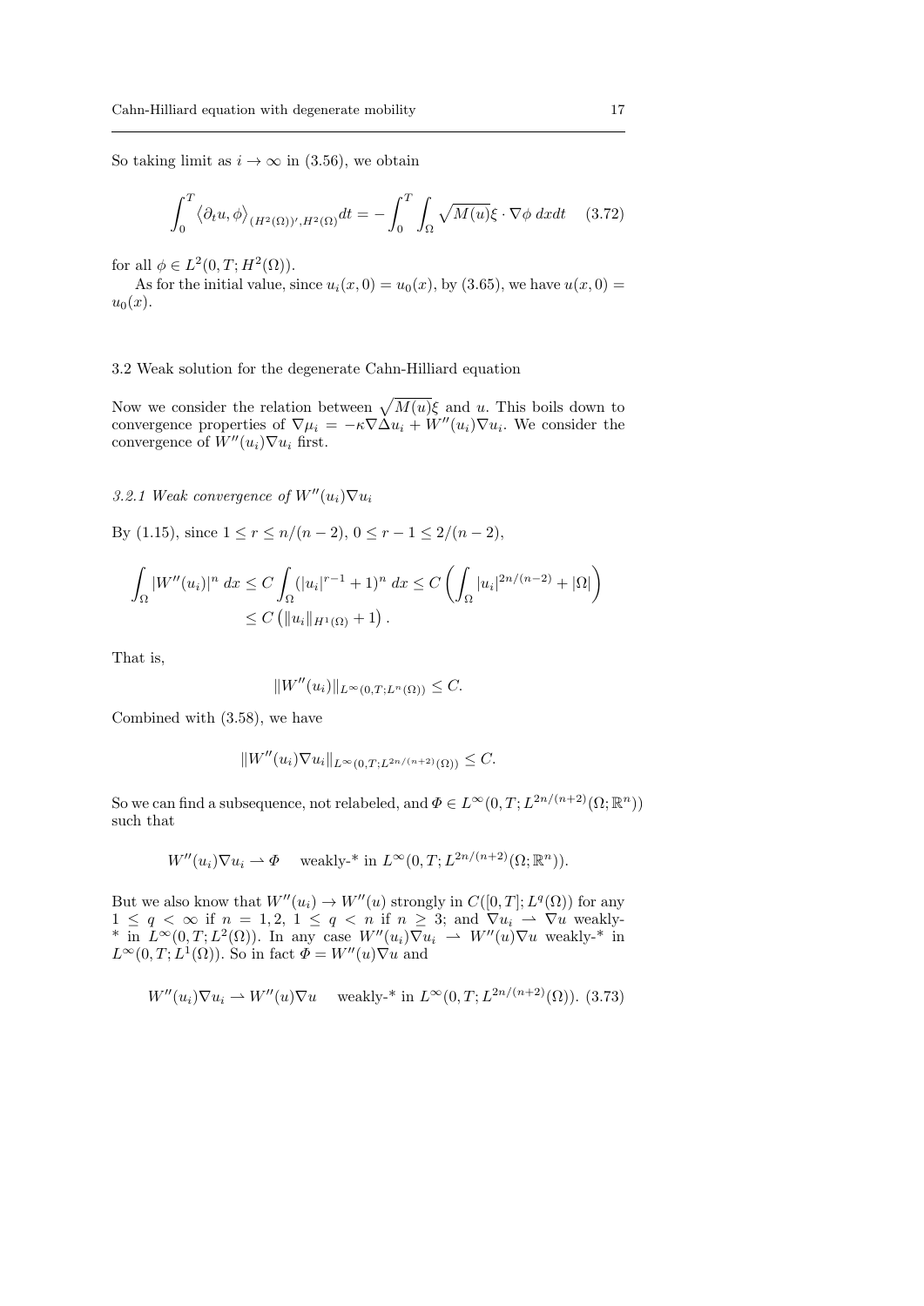So taking limit as $i \to \infty$ in (3.56), we obtain

$$\int_0^T \left\langle \partial_t u, \phi \right\rangle_{(H^2(\Omega))', H^2(\Omega)} dt = -\int_0^T \int_\Omega \sqrt{M(u)} \xi \cdot \nabla \phi \; dx dt \qquad (3.72)$$

for all $\phi \in L^2(0,T; H^2(\Omega))$.

As for the initial value, since $u_i(x,0) = u_0(x)$, by (3.65), we have $u(x,0) = u_0(x)$.

### 3.2 Weak solution for the degenerate Cahn-Hilliard equation

Now we consider the relation between $\sqrt{M(u)}\xi$ and $u$. This boils down to convergence properties of $\nabla \mu_i = -\kappa \nabla \Delta u_i + W''(u_i) \nabla u_i$. We consider the convergence of $W''(u_i)\nabla u_i$ first.

#### *3.2.1 Weak convergence of $W''(u_i)\nabla u_i$*

By (1.15), since $1 \le r \le n/(n-2)$, $0 \le r - 1 \le 2/(n-2)$,

$$\begin{aligned}
\int_\Omega |W''(u_i)|^n \; dx &\le C \int_\Omega (|u_i|^{r-1} + 1)^n \; dx \le C \left( \int_\Omega |u_i|^{2n/(n-2)} + |\Omega| \right) \\
&\le C \left( \|u_i\|_{H^1(\Omega)} + 1 \right).
\end{aligned}$$

That is,

$$\|W''(u_i)\|_{L^\infty(0,T;L^n(\Omega))} \le C.$$

Combined with (3.58), we have

$$\|W''(u_i)\nabla u_i\|_{L^\infty(0,T;L^{2n/(n+2)}(\Omega))} \le C.$$

So we can find a subsequence, not relabeled, and $\Phi \in L^\infty(0,T; L^{2n/(n+2)}(\Omega; \mathbb{R}^n))$ such that

$$W''(u_i)\nabla u_i \rightharpoonup \Phi \quad \text{ weakly-* in } L^\infty(0,T; L^{2n/(n+2)}(\Omega;\mathbb{R}^n)).$$

But we also know that $W''(u_i) \to W''(u)$ strongly in $C([0,T]; L^q(\Omega))$ for any $1 \le q < \infty$ if $n = 1, 2$, $1 \le q < n$ if $n \ge 3$; and $\nabla u_i \rightharpoonup \nabla u$ weakly-* in $L^\infty(0,T; L^2(\Omega))$. In any case $W''(u_i)\nabla u_i \rightharpoonup W''(u)\nabla u$ weakly-* in $L^\infty(0,T;L^1(\Omega))$. So in fact $\Phi = W''(u)\nabla u$ and

$$W''(u_i)\nabla u_i \rightharpoonup W''(u)\nabla u \quad \text{ weakly-* in } L^\infty(0,T; L^{2n/(n+2)}(\Omega)). \; (3.73)$$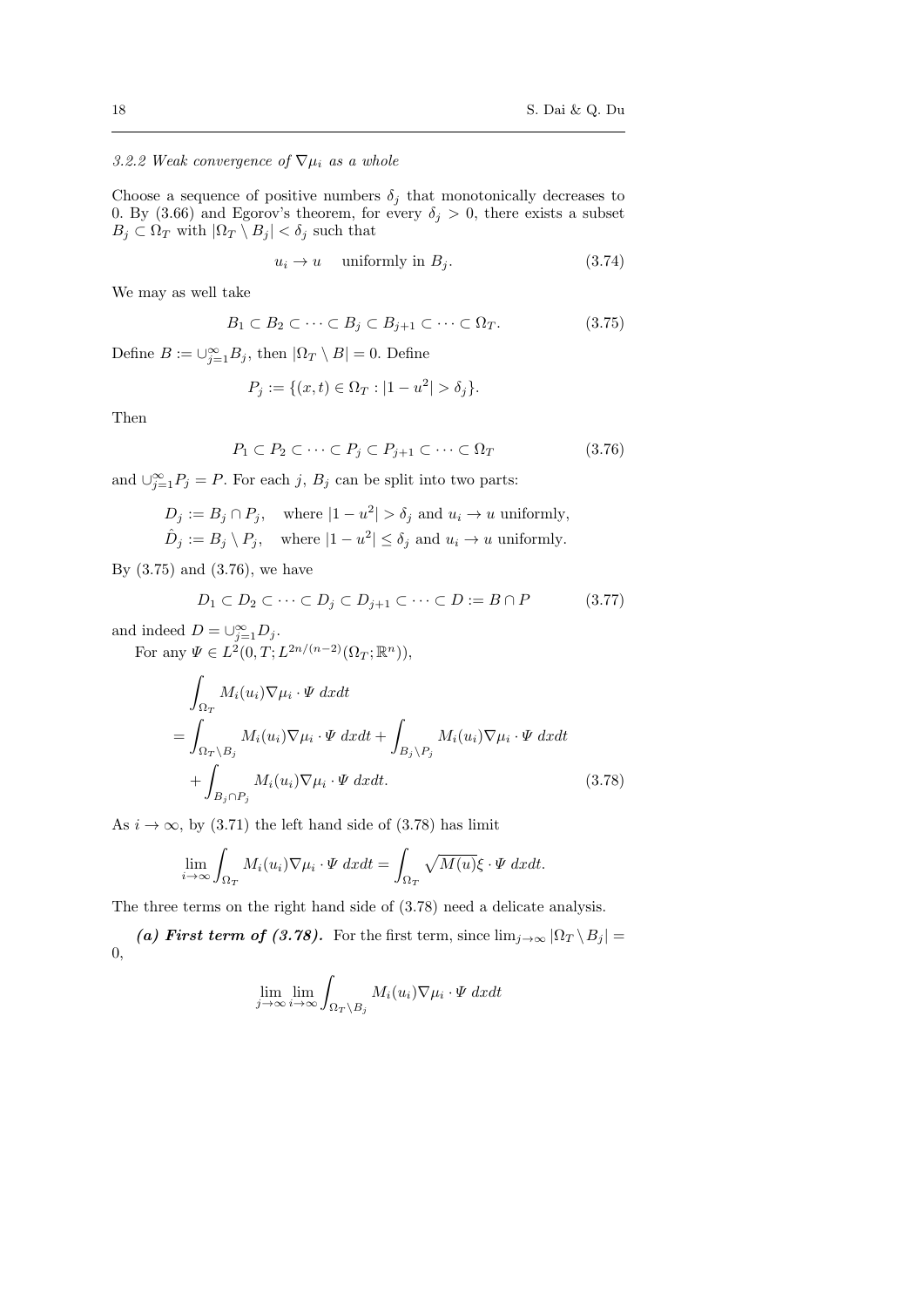#### 3.2.2 *Weak convergence of $\nabla\mu_i$ as a whole*

Choose a sequence of positive numbers $\delta_j$ that monotonically decreases to 0. By (3.66) and Egorov's theorem, for every $\delta_j > 0$, there exists a subset $B_j \subset \Omega_T$ with $|\Omega_T \setminus B_j| < \delta_j$ such that

$$u_i \to u \quad \text{uniformly in } B_j. \tag{3.74}$$

We may as well take

$$B_1 \subset B_2 \subset \cdots \subset B_j \subset B_{j+1} \subset \cdots \subset \Omega_T. \tag{3.75}$$

Define $B := \cup_{j=1}^{\infty} B_j$, then $|\Omega_T \setminus B| = 0$. Define

$$P_j := \{(x,t) \in \Omega_T : |1 - u^2| > \delta_j\}.$$

Then

$$P_1 \subset P_2 \subset \cdots \subset P_j \subset P_{j+1} \subset \cdots \subset \Omega_T \tag{3.76}$$

and $\cup_{j=1}^{\infty} P_j = P$. For each $j$, $B_j$ can be split into two parts:

$$D_j := B_j \cap P_j, \quad \text{where } |1-u^2| > \delta_j \text{ and } u_i \to u \text{ uniformly,}$$
$$\hat{D}_j := B_j \setminus P_j, \quad \text{where } |1-u^2| \le \delta_j \text{ and } u_i \to u \text{ uniformly.}$$

By (3.75) and (3.76), we have

$$D_1 \subset D_2 \subset \cdots \subset D_j \subset D_{j+1} \subset \cdots \subset D := B \cap P \tag{3.77}$$

and indeed $D = \cup_{j=1}^{\infty} D_j$.

For any $\Psi \in L^2(0,T; L^{2n/(n-2)}(\Omega_T;\mathbb{R}^n))$,

$$\begin{aligned}
&\int_{\Omega_T} M_i(u_i)\nabla\mu_i \cdot \Psi \; dxdt \\
&= \int_{\Omega_T \setminus B_j} M_i(u_i)\nabla\mu_i \cdot \Psi \; dxdt + \int_{B_j \setminus P_j} M_i(u_i)\nabla\mu_i \cdot \Psi \; dxdt \\
&\quad + \int_{B_j \cap P_j} M_i(u_i)\nabla\mu_i \cdot \Psi \; dxdt.
\end{aligned} \tag{3.78}$$

As $i \to \infty$, by (3.71) the left hand side of (3.78) has limit

$$\lim_{i\to\infty} \int_{\Omega_T} M_i(u_i)\nabla\mu_i \cdot \Psi \; dxdt = \int_{\Omega_T} \sqrt{M(u)}\xi \cdot \Psi \; dxdt.$$

The three terms on the right hand side of (3.78) need a delicate analysis.

***(a) First term of (3.78).*** For the first term, since $\lim_{j\to\infty} |\Omega_T \setminus B_j| = 0$,

$$\lim_{j\to\infty} \lim_{i\to\infty} \int_{\Omega_T \setminus B_j} M_i(u_i)\nabla\mu_i \cdot \Psi \; dxdt$$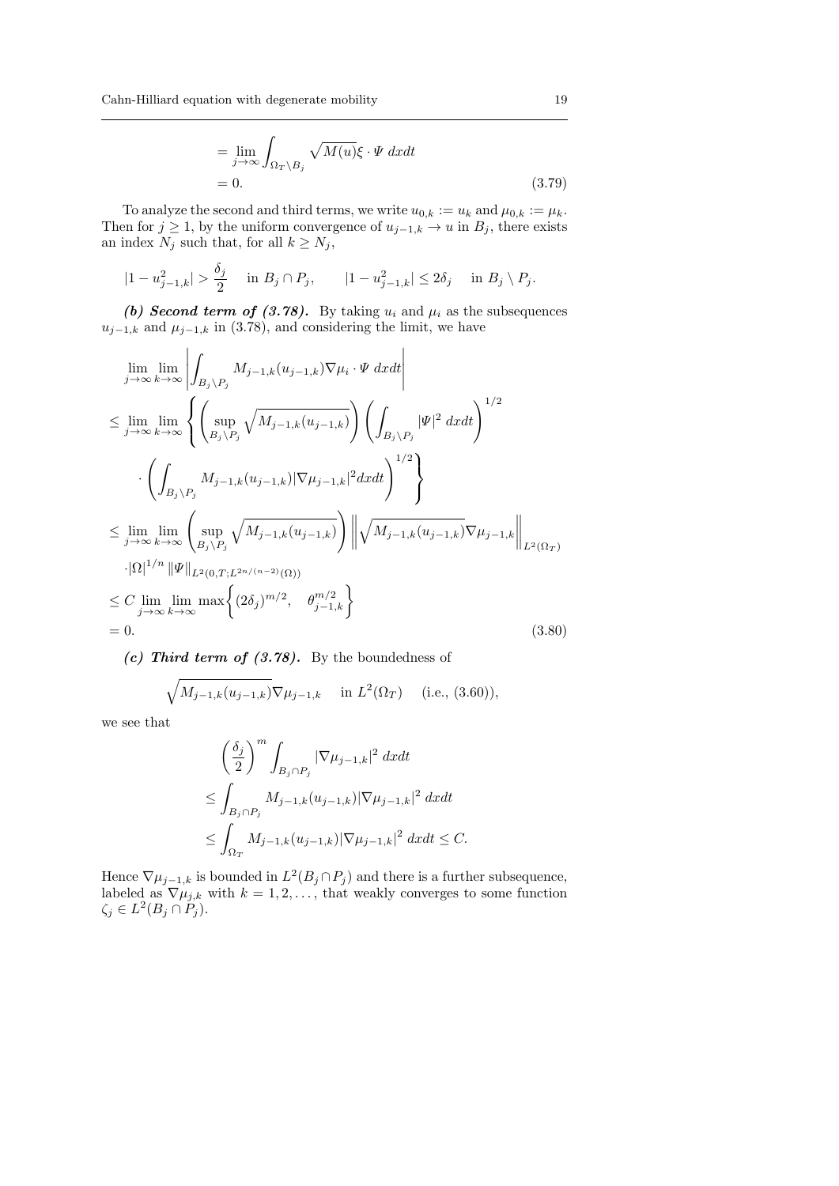$$
\begin{aligned}
&= \lim_{j\to\infty} \int_{\Omega_T \setminus B_j} \sqrt{M(u)}\xi \cdot \Psi \, dxdt \\
&= 0.
\end{aligned}
\tag{3.79}
$$

To analyze the second and third terms, we write $u_{0,k} := u_k$ and $\mu_{0,k} := \mu_k$. Then for $j \geq 1$, by the uniform convergence of $u_{j-1,k} \to u$ in $B_j$, there exists an index $N_j$ such that, for all $k \geq N_j$,

$$
|1 - u_{j-1,k}^2| > \frac{\delta_j}{2} \quad \text{in } B_j \cap P_j, \qquad |1 - u_{j-1,k}^2| \leq 2\delta_j \quad \text{in } B_j \setminus P_j.
$$

***(b) Second term of (3.78).*** By taking $u_i$ and $\mu_i$ as the subsequences $u_{j-1,k}$ and $\mu_{j-1,k}$ in (3.78), and considering the limit, we have

$$
\begin{aligned}
&\lim_{j\to\infty} \lim_{k\to\infty} \left| \int_{B_j \setminus P_j} M_{j-1,k}(u_{j-1,k}) \nabla \mu_i \cdot \Psi \, dxdt \right| \\
&\leq \lim_{j\to\infty} \lim_{k\to\infty} \left\{ \left( \sup_{B_j \setminus P_j} \sqrt{M_{j-1,k}(u_{j-1,k})} \right) \left( \int_{B_j \setminus P_j} |\Psi|^2 \, dxdt \right)^{1/2} \right. \\
&\qquad \left. \cdot \left( \int_{B_j \setminus P_j} M_{j-1,k}(u_{j-1,k}) |\nabla \mu_{j-1,k}|^2 dxdt \right)^{1/2} \right\} \\
&\leq \lim_{j\to\infty} \lim_{k\to\infty} \left( \sup_{B_j \setminus P_j} \sqrt{M_{j-1,k}(u_{j-1,k})} \right) \left\| \sqrt{M_{j-1,k}(u_{j-1,k})} \nabla \mu_{j-1,k} \right\|_{L^2(\Omega_T)} \\
&\qquad \cdot |\Omega|^{1/n} \|\Psi\|_{L^2(0,T;L^{2n/(n-2)}(\Omega))} \\
&\leq C \lim_{j\to\infty} \lim_{k\to\infty} \max\left\{ (2\delta_j)^{m/2}, \quad \theta_{j-1,k}^{m/2} \right\} \\
&= 0.
\end{aligned}
\tag{3.80}
$$

***(c) Third term of (3.78).*** By the boundedness of

$$
\sqrt{M_{j-1,k}(u_{j-1,k})} \nabla \mu_{j-1,k} \quad \text{in } L^2(\Omega_T) \quad \text{(i.e., (3.60))},
$$

we see that

$$
\begin{aligned}
&\left( \frac{\delta_j}{2} \right)^m \int_{B_j \cap P_j} |\nabla \mu_{j-1,k}|^2 \, dxdt \\
&\leq \int_{B_j \cap P_j} M_{j-1,k}(u_{j-1,k}) |\nabla \mu_{j-1,k}|^2 \, dxdt \\
&\leq \int_{\Omega_T} M_{j-1,k}(u_{j-1,k}) |\nabla \mu_{j-1,k}|^2 \, dxdt \leq C.
\end{aligned}
$$

Hence $\nabla \mu_{j-1,k}$ is bounded in $L^2(B_j \cap P_j)$ and there is a further subsequence, labeled as $\nabla \mu_{j,k}$ with $k = 1, 2, \ldots$, that weakly converges to some function $\zeta_j \in L^2(B_j \cap P_j)$.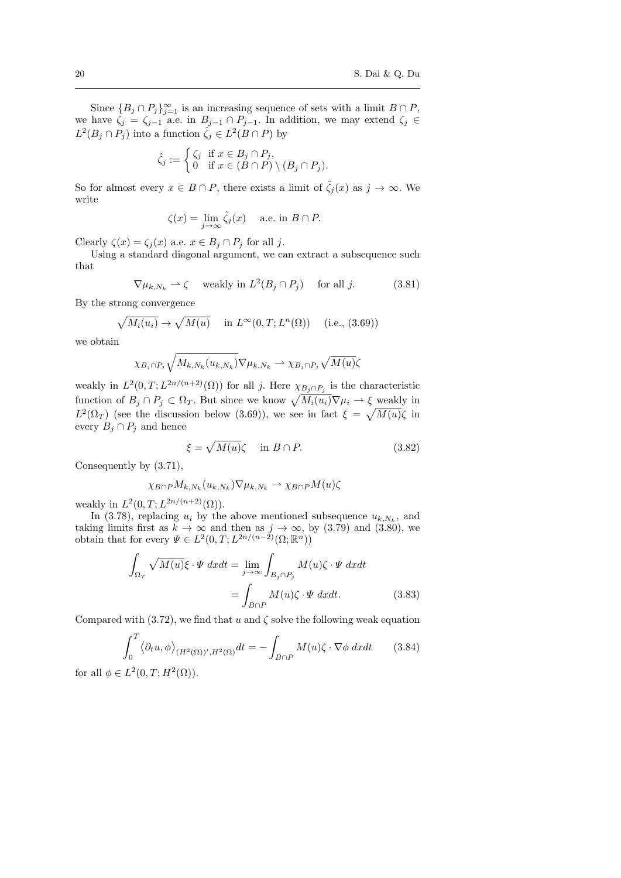Since $\{B_j \cap P_j\}_{j=1}^{\infty}$ is an increasing sequence of sets with a limit $B \cap P$, we have $\zeta_j = \zeta_{j-1}$ a.e. in $B_{j-1} \cap P_{j-1}$. In addition, we may extend $\zeta_j \in L^2(B_j \cap P_j)$ into a function $\hat{\zeta}_j \in L^2(B \cap P)$ by

$$\hat{\zeta}_j := \begin{cases} \zeta_j & \text{if } x \in B_j \cap P_j, \\ 0 & \text{if } x \in (B \cap P) \setminus (B_j \cap P_j). \end{cases}$$

So for almost every $x \in B \cap P$, there exists a limit of $\hat{\zeta}_j(x)$ as $j \to \infty$. We write

$$\zeta(x) = \lim_{j \to \infty} \hat{\zeta}_j(x) \quad \text{ a.e. in } B \cap P.$$

Clearly $\zeta(x) = \zeta_j(x)$ a.e. $x \in B_j \cap P_j$ for all $j$.

Using a standard diagonal argument, we can extract a subsequence such that

$$\nabla \mu_{k,N_k} \rightharpoonup \zeta \quad \text{ weakly in } L^2(B_j \cap P_j) \quad \text{ for all } j. \tag{3.81}$$

By the strong convergence

$$\sqrt{M_i(u_i)} \to \sqrt{M(u)} \quad \text{ in } L^{\infty}(0,T;L^n(\Omega)) \quad \text{ (i.e., (3.69))}$$

we obtain

$$\chi_{B_j \cap P_j} \sqrt{M_{k,N_k}(u_{k,N_k})} \nabla \mu_{k,N_k} \rightharpoonup \chi_{B_j \cap P_j} \sqrt{M(u)} \zeta$$

weakly in $L^2(0,T;L^{2n/(n+2)}(\Omega))$ for all $j$. Here $\chi_{B_j \cap P_j}$ is the characteristic function of $B_j \cap P_j \subset \Omega_T$. But since we know $\sqrt{M_i(u_i)} \nabla \mu_i \rightharpoonup \xi$ weakly in $L^2(\Omega_T)$ (see the discussion below (3.69)), we see in fact $\xi = \sqrt{M(u)} \zeta$ in every $B_j \cap P_j$ and hence

$$\xi = \sqrt{M(u)} \zeta \quad \text{ in } B \cap P. \tag{3.82}$$

Consequently by (3.71),

$$\chi_{B \cap P} M_{k,N_k}(u_{k,N_k}) \nabla \mu_{k,N_k} \rightharpoonup \chi_{B \cap P} M(u) \zeta$$

weakly in $L^2(0,T;L^{2n/(n+2)}(\Omega))$.

In (3.78), replacing $u_i$ by the above mentioned subsequence $u_{k,N_k}$, and taking limits first as $k \to \infty$ and then as $j \to \infty$, by (3.79) and (3.80), we obtain that for every $\Psi \in L^2(0,T;L^{2n/(n-2)}(\Omega;\mathbb{R}^n))$

$$\begin{aligned} \int_{\Omega_T} \sqrt{M(u)} \xi \cdot \Psi \, dxdt &= \lim_{j \to \infty} \int_{B_j \cap P_j} M(u) \zeta \cdot \Psi \, dxdt \\ &= \int_{B \cap P} M(u) \zeta \cdot \Psi \, dxdt. \end{aligned} \tag{3.83}$$

Compared with (3.72), we find that $u$ and $\zeta$ solve the following weak equation

$$\int_0^T \left\langle \partial_t u, \phi \right\rangle_{(H^2(\Omega))', H^2(\Omega)} dt = - \int_{B \cap P} M(u) \zeta \cdot \nabla \phi \, dxdt \tag{3.84}$$

for all $\phi \in L^2(0,T;H^2(\Omega))$.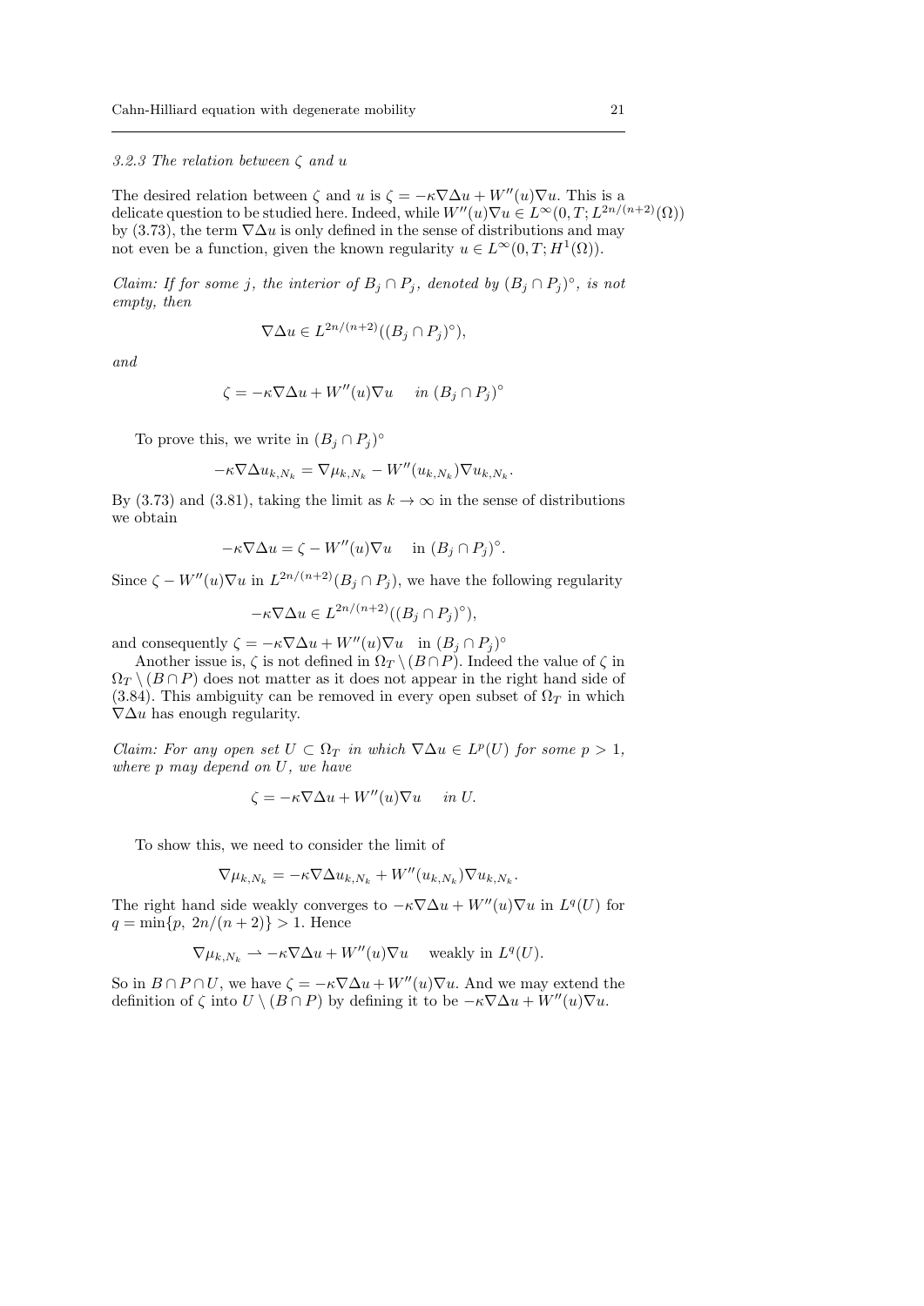*3.2.3 The relation between $\zeta$ and $u$*

The desired relation between $\zeta$ and $u$ is $\zeta = -\kappa \nabla \Delta u + W''(u)\nabla u$. This is a delicate question to be studied here. Indeed, while $W''(u)\nabla u \in L^\infty(0,T;L^{2n/(n+2)}(\Omega))$ by (3.73), the term $\nabla \Delta u$ is only defined in the sense of distributions and may not even be a function, given the known regularity $u \in L^\infty(0,T;H^1(\Omega))$.

*Claim: If for some $j$, the interior of $B_j \cap P_j$, denoted by $(B_j \cap P_j)^\circ$, is not empty, then*

$$\nabla \Delta u \in L^{2n/(n+2)}((B_j \cap P_j)^\circ),$$

*and*

$$\zeta = -\kappa \nabla \Delta u + W''(u)\nabla u \quad \text{in } (B_j \cap P_j)^\circ$$

To prove this, we write in $(B_j \cap P_j)^\circ$

$$-\kappa \nabla \Delta u_{k,N_k} = \nabla \mu_{k,N_k} - W''(u_{k,N_k})\nabla u_{k,N_k}.$$

By (3.73) and (3.81), taking the limit as $k \to \infty$ in the sense of distributions we obtain

$$-\kappa \nabla \Delta u = \zeta - W''(u)\nabla u \quad \text{in } (B_j \cap P_j)^\circ.$$

Since $\zeta - W''(u)\nabla u$ in $L^{2n/(n+2)}(B_j \cap P_j)$, we have the following regularity

$$-\kappa \nabla \Delta u \in L^{2n/(n+2)}((B_j \cap P_j)^\circ),$$

and consequently $\zeta = -\kappa \nabla \Delta u + W''(u)\nabla u \quad \text{in } (B_j \cap P_j)^\circ$

Another issue is, $\zeta$ is not defined in $\Omega_T \setminus (B \cap P)$. Indeed the value of $\zeta$ in $\Omega_T \setminus (B \cap P)$ does not matter as it does not appear in the right hand side of (3.84). This ambiguity can be removed in every open subset of $\Omega_T$ in which $\nabla \Delta u$ has enough regularity.

*Claim: For any open set $U \subset \Omega_T$ in which $\nabla \Delta u \in L^p(U)$ for some $p > 1$, where $p$ may depend on $U$, we have*

$$\zeta = -\kappa \nabla \Delta u + W''(u)\nabla u \quad \text{in } U.$$

To show this, we need to consider the limit of

$$\nabla \mu_{k,N_k} = -\kappa \nabla \Delta u_{k,N_k} + W''(u_{k,N_k})\nabla u_{k,N_k}.$$

The right hand side weakly converges to $-\kappa \nabla \Delta u + W''(u)\nabla u$ in $L^q(U)$ for $q = \min\{p,\ 2n/(n+2)\} > 1$. Hence

$$\nabla \mu_{k,N_k} \rightharpoonup -\kappa \nabla \Delta u + W''(u)\nabla u \quad \text{weakly in } L^q(U).$$

So in $B \cap P \cap U$, we have $\zeta = -\kappa \nabla \Delta u + W''(u)\nabla u$. And we may extend the definition of $\zeta$ into $U \setminus (B \cap P)$ by defining it to be $-\kappa \nabla \Delta u + W''(u)\nabla u$.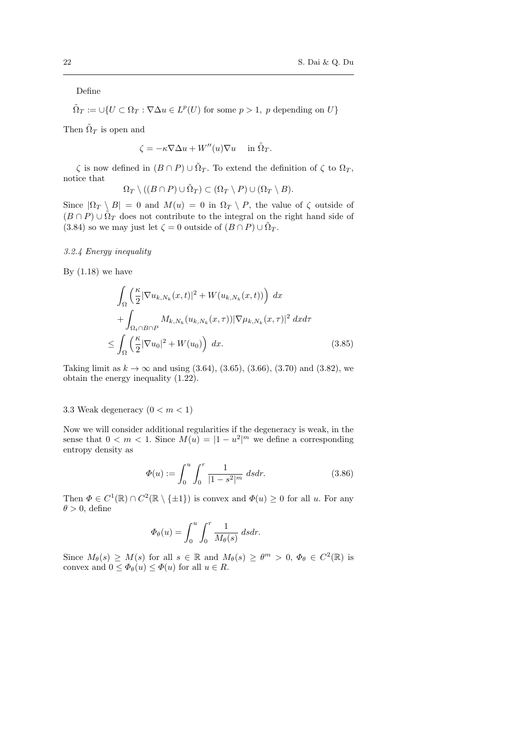Define

$$\tilde{\Omega}_T := \cup\{U \subset \Omega_T : \nabla\Delta u \in L^p(U) \text{ for some } p > 1,\ p \text{ depending on } U\}$$

Then $\tilde{\Omega}_T$ is open and

$$\zeta = -\kappa\nabla\Delta u + W''(u)\nabla u \quad \text{ in } \tilde{\Omega}_T.$$

$\zeta$ is now defined in $(B \cap P) \cup \tilde{\Omega}_T$. To extend the definition of $\zeta$ to $\Omega_T$, notice that

$$\Omega_T \setminus ((B \cap P) \cup \tilde{\Omega}_T) \subset (\Omega_T \setminus P) \cup (\Omega_T \setminus B).$$

Since $|\Omega_T \setminus B| = 0$ and $M(u) = 0$ in $\Omega_T \setminus P$, the value of $\zeta$ outside of $(B \cap P) \cup \tilde{\Omega}_T$ does not contribute to the integral on the right hand side of (3.84) so we may just let $\zeta = 0$ outside of $(B \cap P) \cup \tilde{\Omega}_T$.

### *3.2.4 Energy inequality*

By (1.18) we have

$$\begin{aligned}
&\int_\Omega \left( \frac{\kappa}{2}|\nabla u_{k,N_k}(x,t)|^2 + W(u_{k,N_k}(x,t)) \right) \, dx \\
&+ \int_{\Omega_t \cap B \cap P} M_{k,N_k}(u_{k,N_k}(x,\tau))|\nabla \mu_{k,N_k}(x,\tau)|^2 \, dx d\tau \\
\le &\int_\Omega \left( \frac{\kappa}{2}|\nabla u_0|^2 + W(u_0) \right) \, dx. \qquad (3.85)
\end{aligned}$$

Taking limit as $k \to \infty$ and using (3.64), (3.65), (3.66), (3.70) and (3.82), we obtain the energy inequality (1.22).

## 3.3 Weak degeneracy $(0 < m < 1)$

Now we will consider additional regularities if the degeneracy is weak, in the sense that $0 < m < 1$. Since $M(u) = |1 - u^2|^m$ we define a corresponding entropy density as

$$\Phi(u) := \int_0^u \int_0^r \frac{1}{|1 - s^2|^m} \, ds dr. \qquad (3.86)$$

Then $\Phi \in C^1(\mathbb{R}) \cap C^2(\mathbb{R} \setminus \{\pm 1\})$ is convex and $\Phi(u) \ge 0$ for all $u$. For any $\theta > 0$, define

$$\Phi_\theta(u) = \int_0^u \int_0^r \frac{1}{M_\theta(s)} \, ds dr.$$

Since $M_\theta(s) \ge M(s)$ for all $s \in \mathbb{R}$ and $M_\theta(s) \ge \theta^m > 0$, $\Phi_\theta \in C^2(\mathbb{R})$ is convex and $0 \le \Phi_\theta(u) \le \Phi(u)$ for all $u \in R$.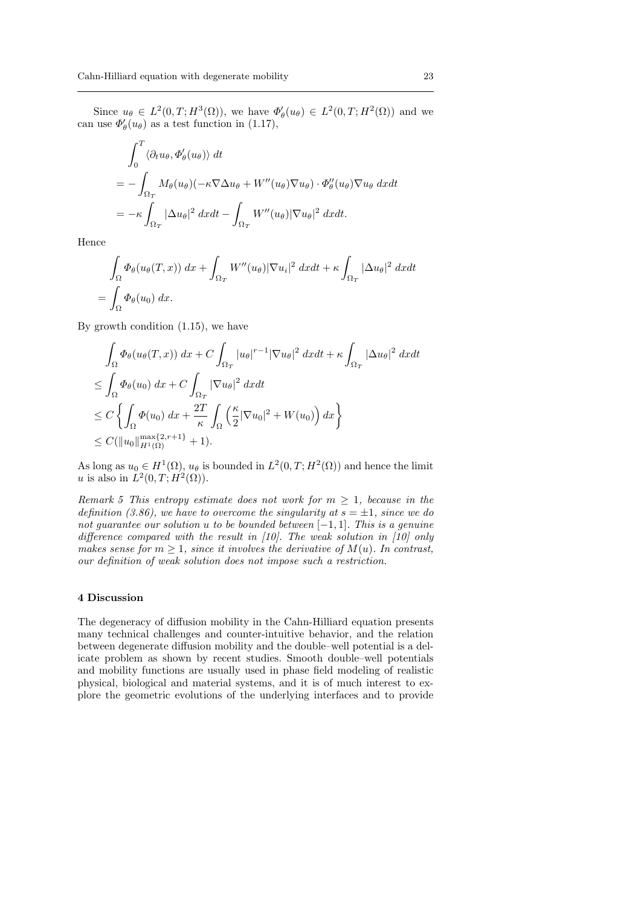Since $u_\theta \in L^2(0,T;H^3(\Omega))$, we have $\Phi'_\theta(u_\theta) \in L^2(0,T;H^2(\Omega))$ and we can use $\Phi'_\theta(u_\theta)$ as a test function in (1.17),

$$
\begin{aligned}
&\int_0^T \langle \partial_t u_\theta, \Phi'_\theta(u_\theta)\rangle \, dt \\
&= -\int_{\Omega_T} M_\theta(u_\theta)(-\kappa \nabla \Delta u_\theta + W''(u_\theta)\nabla u_\theta) \cdot \Phi''_\theta(u_\theta) \nabla u_\theta \, dxdt \\
&= -\kappa \int_{\Omega_T} |\Delta u_\theta|^2 \, dxdt - \int_{\Omega_T} W''(u_\theta)|\nabla u_\theta|^2 \, dxdt.
\end{aligned}
$$

Hence

$$
\begin{aligned}
&\int_\Omega \Phi_\theta(u_\theta(T,x))\, dx + \int_{\Omega_T} W''(u_\theta)|\nabla u_i|^2 \, dxdt + \kappa \int_{\Omega_T} |\Delta u_\theta|^2 \, dxdt \\
&= \int_\Omega \Phi_\theta(u_0)\, dx.
\end{aligned}
$$

By growth condition (1.15), we have

$$
\begin{aligned}
&\int_\Omega \Phi_\theta(u_\theta(T,x))\, dx + C\int_{\Omega_T} |u_\theta|^{r-1}|\nabla u_\theta|^2 \, dxdt + \kappa \int_{\Omega_T} |\Delta u_\theta|^2 \, dxdt \\
&\le \int_\Omega \Phi_\theta(u_0)\, dx + C\int_{\Omega_T} |\nabla u_\theta|^2 \, dxdt \\
&\le C\left\{ \int_\Omega \Phi(u_0)\, dx + \frac{2T}{\kappa}\int_\Omega \left(\frac{\kappa}{2}|\nabla u_0|^2 + W(u_0)\right) dx \right\} \\
&\le C(\|u_0\|_{H^1(\Omega)}^{\max\{2,r+1\}} + 1).
\end{aligned}
$$

As long as $u_0 \in H^1(\Omega)$, $u_\theta$ is bounded in $L^2(0,T;H^2(\Omega))$ and hence the limit $u$ is also in $L^2(0,T;H^2(\Omega))$.

*Remark 5 This entropy estimate does not work for $m \ge 1$, because in the definition (3.86), we have to overcome the singularity at $s = \pm 1$, since we do not guarantee our solution $u$ to be bounded between $[-1,1]$. This is a genuine difference compared with the result in [10]. The weak solution in [10] only makes sense for $m \ge 1$, since it involves the derivative of $M(u)$. In contrast, our definition of weak solution does not impose such a restriction.*

## 4 Discussion

The degeneracy of diffusion mobility in the Cahn-Hilliard equation presents many technical challenges and counter-intuitive behavior, and the relation between degenerate diffusion mobility and the double–well potential is a delicate problem as shown by recent studies. Smooth double–well potentials and mobility functions are usually used in phase field modeling of realistic physical, biological and material systems, and it is of much interest to explore the geometric evolutions of the underlying interfaces and to provide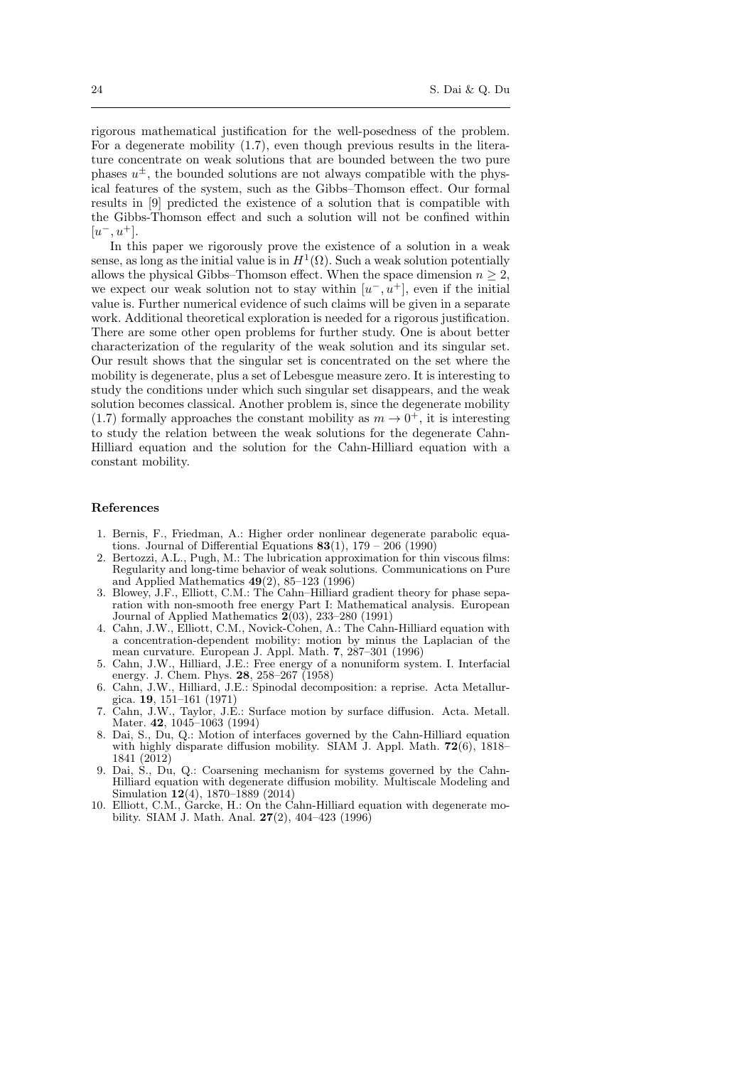rigorous mathematical justification for the well-posedness of the problem. For a degenerate mobility (1.7), even though previous results in the literature concentrate on weak solutions that are bounded between the two pure phases $u^{\pm}$, the bounded solutions are not always compatible with the physical features of the system, such as the Gibbs–Thomson effect. Our formal results in [9] predicted the existence of a solution that is compatible with the Gibbs-Thomson effect and such a solution will not be confined within $[u^-, u^+]$.

In this paper we rigorously prove the existence of a solution in a weak sense, as long as the initial value is in $H^1(\Omega)$. Such a weak solution potentially allows the physical Gibbs–Thomson effect. When the space dimension $n \geq 2$, we expect our weak solution not to stay within $[u^-, u^+]$, even if the initial value is. Further numerical evidence of such claims will be given in a separate work. Additional theoretical exploration is needed for a rigorous justification. There are some other open problems for further study. One is about better characterization of the regularity of the weak solution and its singular set. Our result shows that the singular set is concentrated on the set where the mobility is degenerate, plus a set of Lebesgue measure zero. It is interesting to study the conditions under which such singular set disappears, and the weak solution becomes classical. Another problem is, since the degenerate mobility (1.7) formally approaches the constant mobility as $m \to 0^+$, it is interesting to study the relation between the weak solutions for the degenerate Cahn-Hilliard equation and the solution for the Cahn-Hilliard equation with a constant mobility.

## References

1. Bernis, F., Friedman, A.: Higher order nonlinear degenerate parabolic equations. Journal of Differential Equations **83**(1), 179 – 206 (1990)
2. Bertozzi, A.L., Pugh, M.: The lubrication approximation for thin viscous films: Regularity and long-time behavior of weak solutions. Communications on Pure and Applied Mathematics **49**(2), 85–123 (1996)
3. Blowey, J.F., Elliott, C.M.: The Cahn–Hilliard gradient theory for phase separation with non-smooth free energy Part I: Mathematical analysis. European Journal of Applied Mathematics **2**(03), 233–280 (1991)
4. Cahn, J.W., Elliott, C.M., Novick-Cohen, A.: The Cahn-Hilliard equation with a concentration-dependent mobility: motion by minus the Laplacian of the mean curvature. European J. Appl. Math. **7**, 287–301 (1996)
5. Cahn, J.W., Hilliard, J.E.: Free energy of a nonuniform system. I. Interfacial energy. J. Chem. Phys. **28**, 258–267 (1958)
6. Cahn, J.W., Hilliard, J.E.: Spinodal decomposition: a reprise. Acta Metallurgica. **19**, 151–161 (1971)
7. Cahn, J.W., Taylor, J.E.: Surface motion by surface diffusion. Acta. Metall. Mater. **42**, 1045–1063 (1994)
8. Dai, S., Du, Q.: Motion of interfaces governed by the Cahn-Hilliard equation with highly disparate diffusion mobility. SIAM J. Appl. Math. **72**(6), 1818–1841 (2012)
9. Dai, S., Du, Q.: Coarsening mechanism for systems governed by the Cahn-Hilliard equation with degenerate diffusion mobility. Multiscale Modeling and Simulation **12**(4), 1870–1889 (2014)
10. Elliott, C.M., Garcke, H.: On the Cahn-Hilliard equation with degenerate mobility. SIAM J. Math. Anal. **27**(2), 404–423 (1996)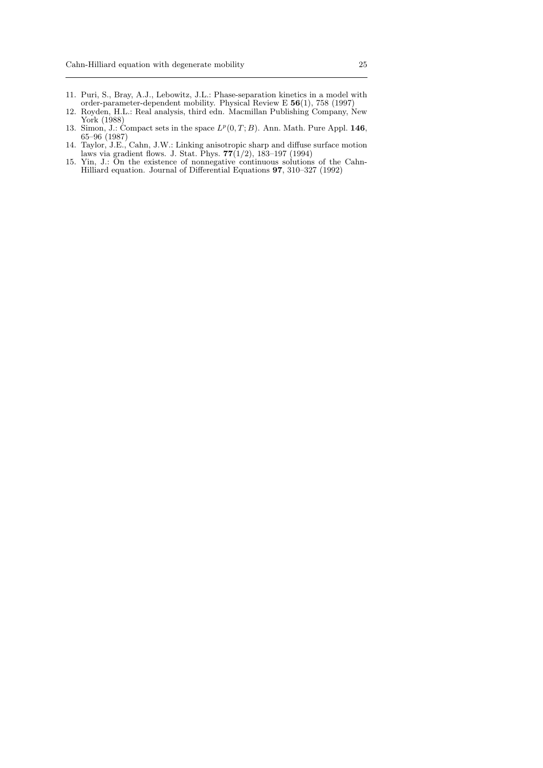11. Puri, S., Bray, A.J., Lebowitz, J.L.: Phase-separation kinetics in a model with order-parameter-dependent mobility. Physical Review E **56**(1), 758 (1997)
12. Royden, H.L.: Real analysis, third edn. Macmillan Publishing Company, New York (1988)
13. Simon, J.: Compact sets in the space $L^p(0,T;B)$. Ann. Math. Pure Appl. **146**, 65–96 (1987)
14. Taylor, J.E., Cahn, J.W.: Linking anisotropic sharp and diffuse surface motion laws via gradient flows. J. Stat. Phys. **77**(1/2), 183–197 (1994)
15. Yin, J.: On the existence of nonnegative continuous solutions of the Cahn-Hilliard equation. Journal of Differential Equations **97**, 310–327 (1992)